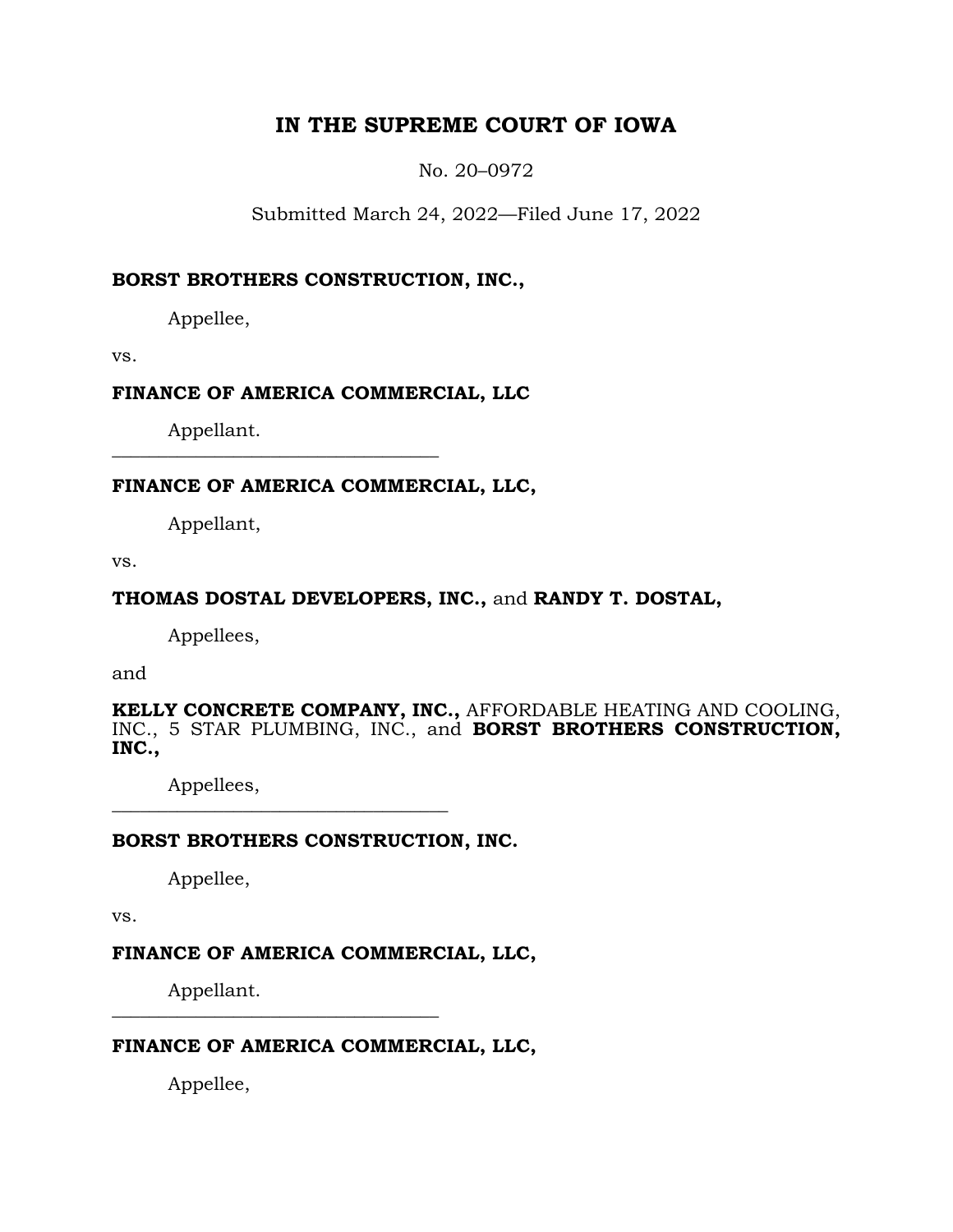# IN THE SUPREME COURT OF IOWA

No. 20–0972

Submitted March 24, 2022—Filed June 17, 2022

**BORST BROTHERS CONSTRUCTION, INC.,**

Appellee,

vs.

**FINANCE OF AMERICA COMMERCIAL, LLC**

Appellant.

---

**FINANCE OF AMERICA COMMERCIAL, LLC,**

Appellant,

vs.

**THOMAS DOSTAL DEVELOPERS, INC.,** and **RANDY T. DOSTAL,**

Appellees,

and

**KELLY CONCRETE COMPANY, INC.,** AFFORDABLE HEATING AND COOLING, INC., 5 STAR PLUMBING, INC., and **BORST BROTHERS CONSTRUCTION, INC.,**

Appellees,

---

**BORST BROTHERS CONSTRUCTION, INC.**

Appellee,

vs.

**FINANCE OF AMERICA COMMERCIAL, LLC,**

Appellant.

---

**FINANCE OF AMERICA COMMERCIAL, LLC,**

Appellee,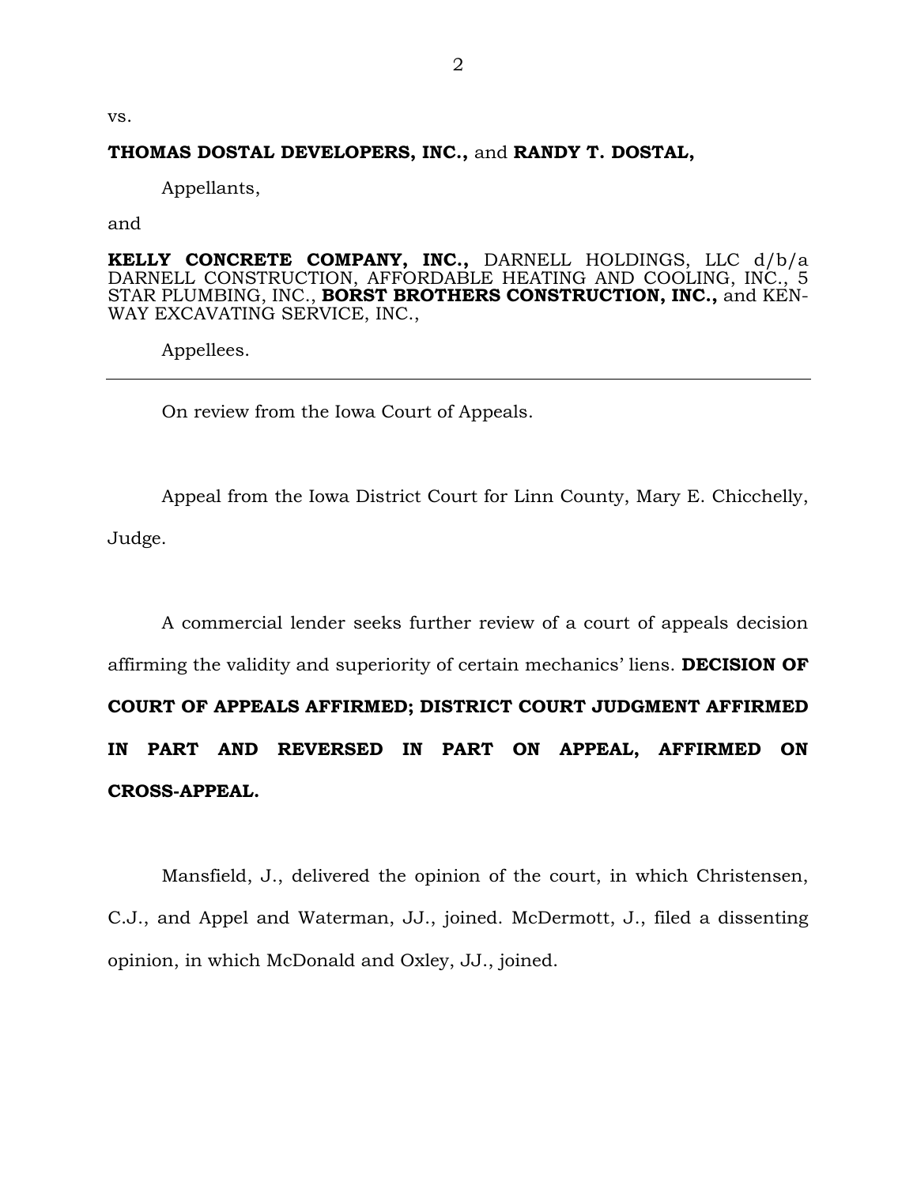vs.

**THOMAS DOSTAL DEVELOPERS, INC.,** and **RANDY T. DOSTAL,**

Appellants,

and

**KELLY CONCRETE COMPANY, INC.,** DARNELL HOLDINGS, LLC d/b/a DARNELL CONSTRUCTION, AFFORDABLE HEATING AND COOLING, INC., 5 STAR PLUMBING, INC., **BORST BROTHERS CONSTRUCTION, INC.,** and KEN-WAY EXCAVATING SERVICE, INC.,

Appellees.

---

On review from the Iowa Court of Appeals.

Appeal from the Iowa District Court for Linn County, Mary E. Chicchelly, Judge.

A commercial lender seeks further review of a court of appeals decision affirming the validity and superiority of certain mechanics' liens. **DECISION OF COURT OF APPEALS AFFIRMED; DISTRICT COURT JUDGMENT AFFIRMED IN PART AND REVERSED IN PART ON APPEAL, AFFIRMED ON CROSS-APPEAL.**

Mansfield, J., delivered the opinion of the court, in which Christensen, C.J., and Appel and Waterman, JJ., joined. McDermott, J., filed a dissenting opinion, in which McDonald and Oxley, JJ., joined.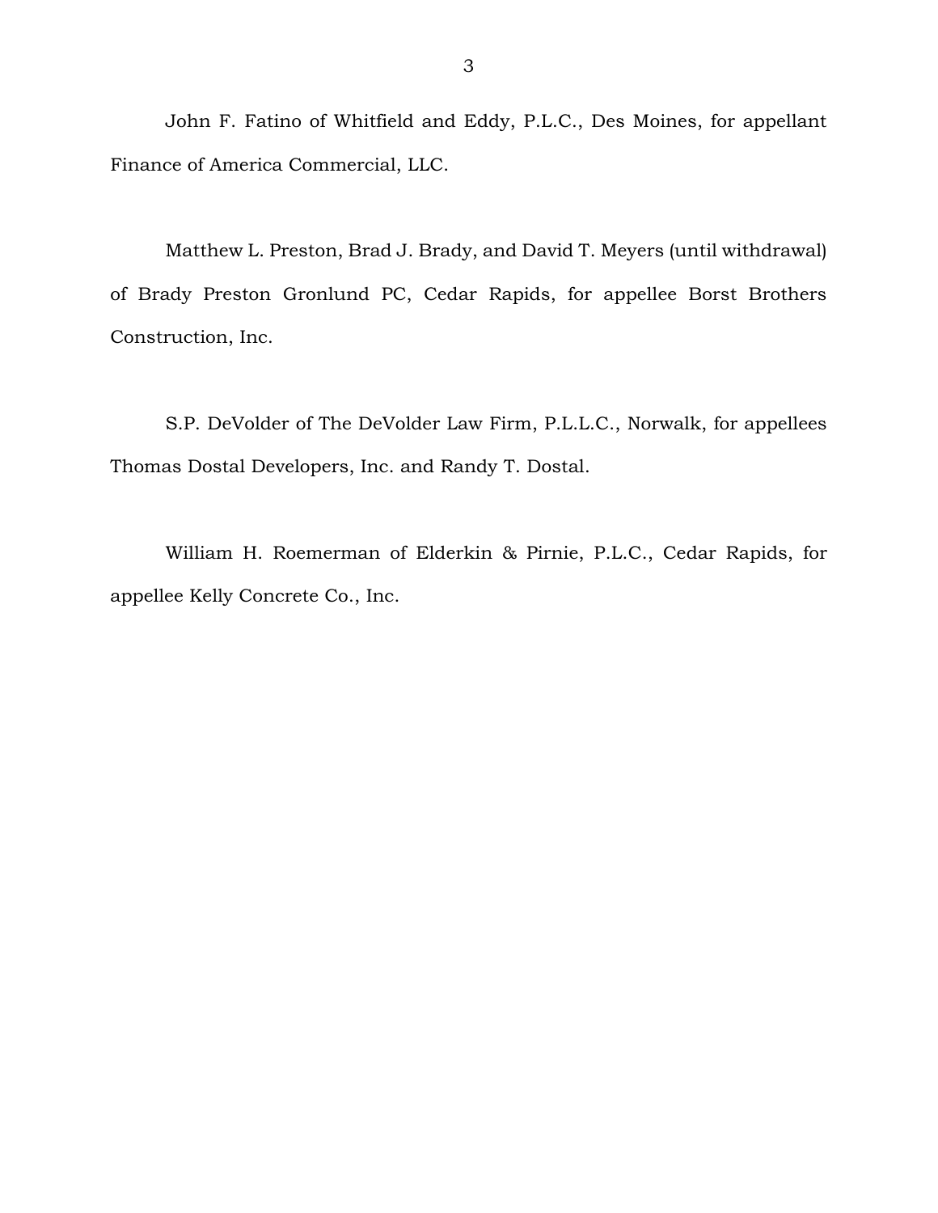John F. Fatino of Whitfield and Eddy, P.L.C., Des Moines, for appellant Finance of America Commercial, LLC.

Matthew L. Preston, Brad J. Brady, and David T. Meyers (until withdrawal) of Brady Preston Gronlund PC, Cedar Rapids, for appellee Borst Brothers Construction, Inc.

S.P. DeVolder of The DeVolder Law Firm, P.L.L.C., Norwalk, for appellees Thomas Dostal Developers, Inc. and Randy T. Dostal.

William H. Roemerman of Elderkin & Pirnie, P.L.C., Cedar Rapids, for appellee Kelly Concrete Co., Inc.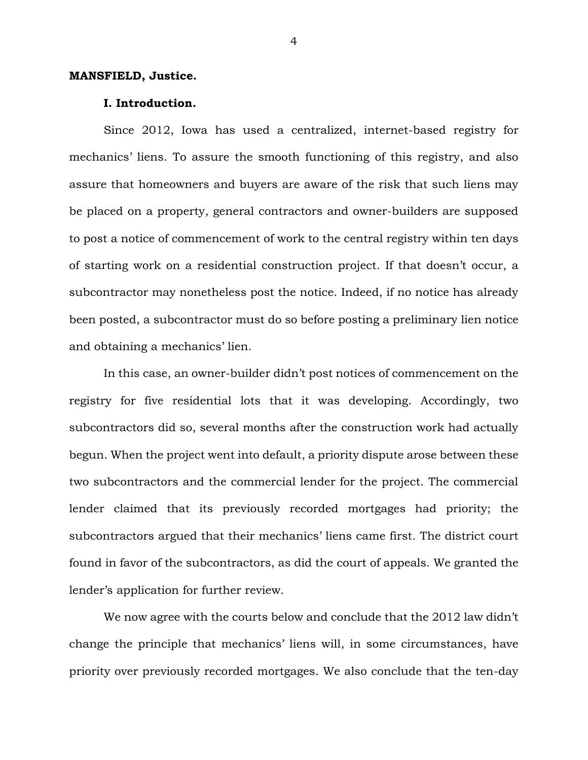**MANSFIELD, Justice.**

**I. Introduction.**

Since 2012, Iowa has used a centralized, internet-based registry for mechanics' liens. To assure the smooth functioning of this registry, and also assure that homeowners and buyers are aware of the risk that such liens may be placed on a property, general contractors and owner-builders are supposed to post a notice of commencement of work to the central registry within ten days of starting work on a residential construction project. If that doesn't occur, a subcontractor may nonetheless post the notice. Indeed, if no notice has already been posted, a subcontractor must do so before posting a preliminary lien notice and obtaining a mechanics' lien.

In this case, an owner-builder didn't post notices of commencement on the registry for five residential lots that it was developing. Accordingly, two subcontractors did so, several months after the construction work had actually begun. When the project went into default, a priority dispute arose between these two subcontractors and the commercial lender for the project. The commercial lender claimed that its previously recorded mortgages had priority; the subcontractors argued that their mechanics' liens came first. The district court found in favor of the subcontractors, as did the court of appeals. We granted the lender's application for further review.

We now agree with the courts below and conclude that the 2012 law didn't change the principle that mechanics' liens will, in some circumstances, have priority over previously recorded mortgages. We also conclude that the ten-day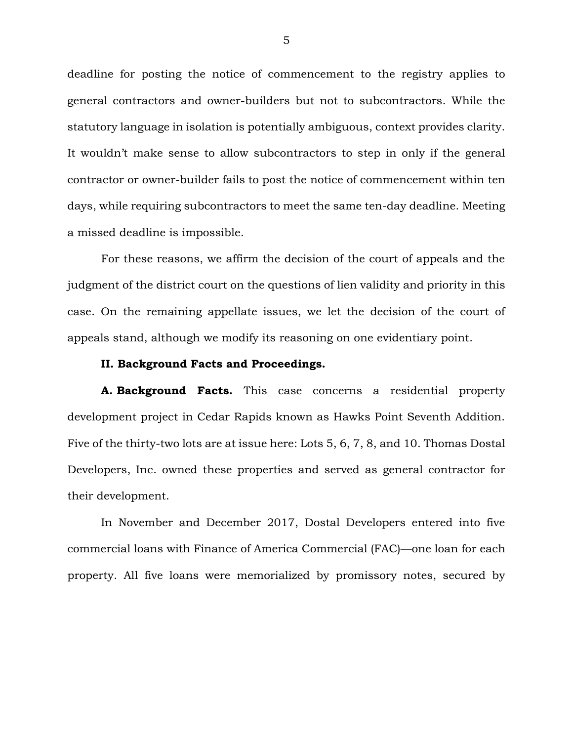deadline for posting the notice of commencement to the registry applies to general contractors and owner-builders but not to subcontractors. While the statutory language in isolation is potentially ambiguous, context provides clarity. It wouldn't make sense to allow subcontractors to step in only if the general contractor or owner-builder fails to post the notice of commencement within ten days, while requiring subcontractors to meet the same ten-day deadline. Meeting a missed deadline is impossible.

For these reasons, we affirm the decision of the court of appeals and the judgment of the district court on the questions of lien validity and priority in this case. On the remaining appellate issues, we let the decision of the court of appeals stand, although we modify its reasoning on one evidentiary point.

## II. Background Facts and Proceedings.

**A. Background Facts.** This case concerns a residential property development project in Cedar Rapids known as Hawks Point Seventh Addition. Five of the thirty-two lots are at issue here: Lots 5, 6, 7, 8, and 10. Thomas Dostal Developers, Inc. owned these properties and served as general contractor for their development.

In November and December 2017, Dostal Developers entered into five commercial loans with Finance of America Commercial (FAC)—one loan for each property. All five loans were memorialized by promissory notes, secured by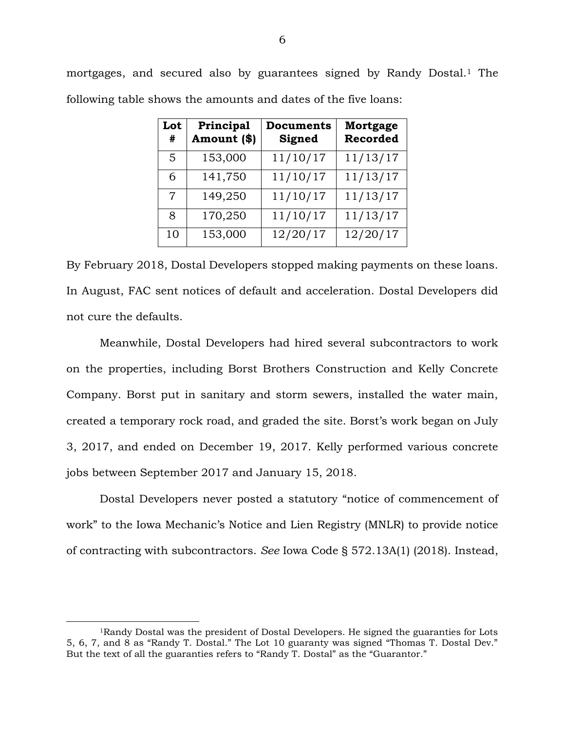mortgages, and secured also by guarantees signed by Randy Dostal.[1] The following table shows the amounts and dates of the five loans:

| Lot # | Principal Amount ($) | Documents Signed | Mortgage Recorded |
|---|---|---|---|
| 5 | 153,000 | 11/10/17 | 11/13/17 |
| 6 | 141,750 | 11/10/17 | 11/13/17 |
| 7 | 149,250 | 11/10/17 | 11/13/17 |
| 8 | 170,250 | 11/10/17 | 11/13/17 |
| 10 | 153,000 | 12/20/17 | 12/20/17 |

By February 2018, Dostal Developers stopped making payments on these loans. In August, FAC sent notices of default and acceleration. Dostal Developers did not cure the defaults.

Meanwhile, Dostal Developers had hired several subcontractors to work on the properties, including Borst Brothers Construction and Kelly Concrete Company. Borst put in sanitary and storm sewers, installed the water main, created a temporary rock road, and graded the site. Borst's work began on July 3, 2017, and ended on December 19, 2017. Kelly performed various concrete jobs between September 2017 and January 15, 2018.

Dostal Developers never posted a statutory "notice of commencement of work" to the Iowa Mechanic's Notice and Lien Registry (MNLR) to provide notice of contracting with subcontractors. *See* Iowa Code § 572.13A(1) (2018). Instead,

[1]Randy Dostal was the president of Dostal Developers. He signed the guaranties for Lots 5, 6, 7, and 8 as "Randy T. Dostal." The Lot 10 guaranty was signed "Thomas T. Dostal Dev." But the text of all the guaranties refers to "Randy T. Dostal" as the "Guarantor."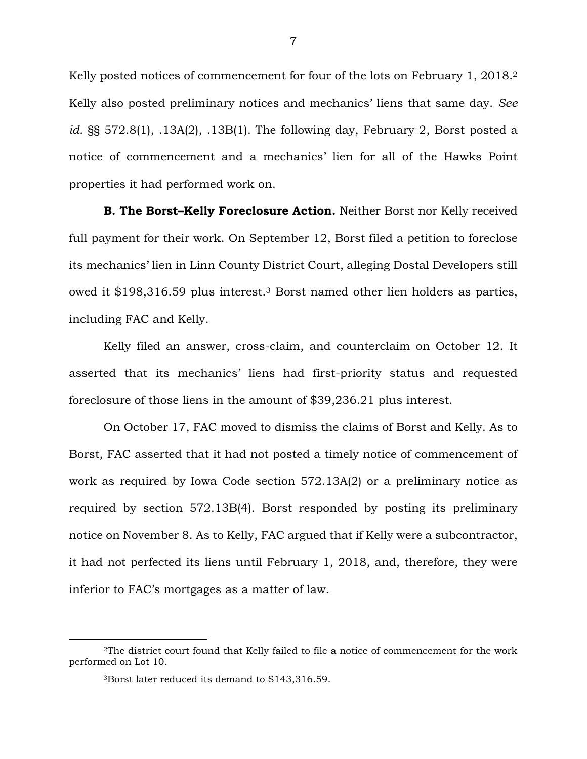Kelly posted notices of commencement for four of the lots on February 1, 2018.[2] Kelly also posted preliminary notices and mechanics' liens that same day. *See id.* §§ 572.8(1), .13A(2), .13B(1). The following day, February 2, Borst posted a notice of commencement and a mechanics' lien for all of the Hawks Point properties it had performed work on.

**B. The Borst–Kelly Foreclosure Action.** Neither Borst nor Kelly received full payment for their work. On September 12, Borst filed a petition to foreclose its mechanics' lien in Linn County District Court, alleging Dostal Developers still owed it $198,316.59 plus interest.[3] Borst named other lien holders as parties, including FAC and Kelly.

Kelly filed an answer, cross-claim, and counterclaim on October 12. It asserted that its mechanics' liens had first-priority status and requested foreclosure of those liens in the amount of $39,236.21 plus interest.

On October 17, FAC moved to dismiss the claims of Borst and Kelly. As to Borst, FAC asserted that it had not posted a timely notice of commencement of work as required by Iowa Code section 572.13A(2) or a preliminary notice as required by section 572.13B(4). Borst responded by posting its preliminary notice on November 8. As to Kelly, FAC argued that if Kelly were a subcontractor, it had not perfected its liens until February 1, 2018, and, therefore, they were inferior to FAC's mortgages as a matter of law.

---

[2]The district court found that Kelly failed to file a notice of commencement for the work performed on Lot 10.

[3]Borst later reduced its demand to $143,316.59.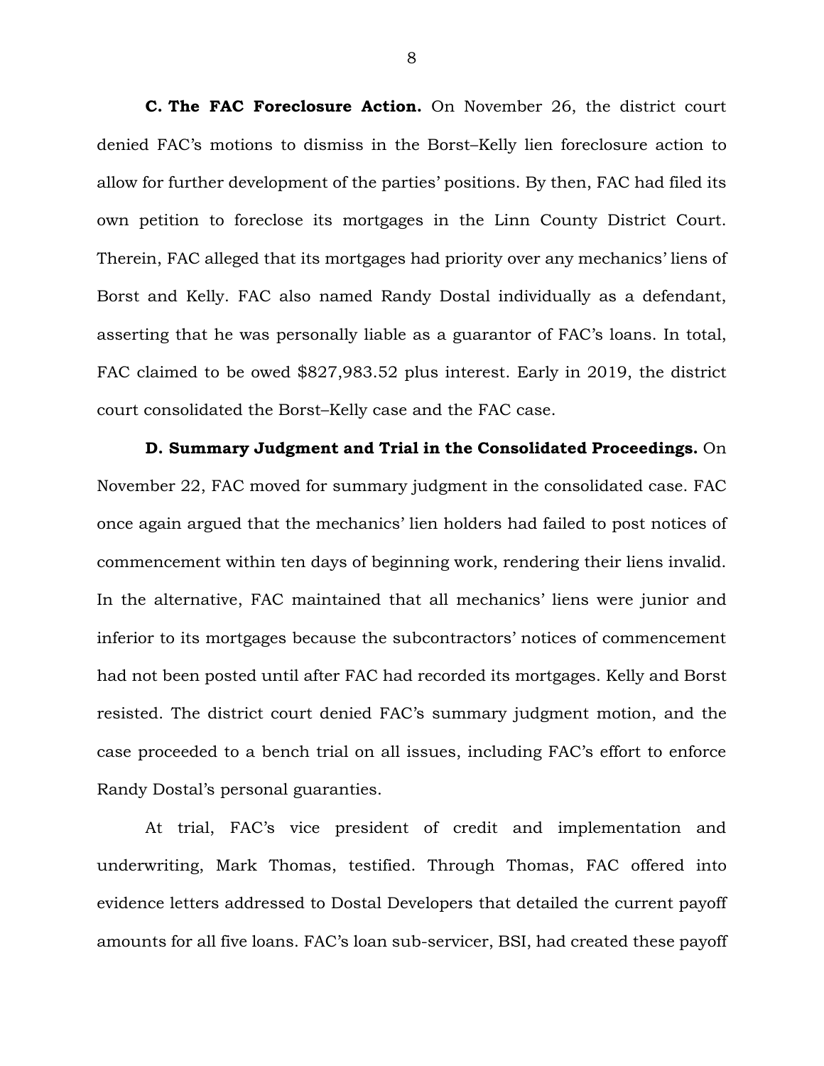**C. The FAC Foreclosure Action.** On November 26, the district court denied FAC's motions to dismiss in the Borst–Kelly lien foreclosure action to allow for further development of the parties' positions. By then, FAC had filed its own petition to foreclose its mortgages in the Linn County District Court. Therein, FAC alleged that its mortgages had priority over any mechanics' liens of Borst and Kelly. FAC also named Randy Dostal individually as a defendant, asserting that he was personally liable as a guarantor of FAC's loans. In total, FAC claimed to be owed $827,983.52 plus interest. Early in 2019, the district court consolidated the Borst–Kelly case and the FAC case.

**D. Summary Judgment and Trial in the Consolidated Proceedings.** On November 22, FAC moved for summary judgment in the consolidated case. FAC once again argued that the mechanics' lien holders had failed to post notices of commencement within ten days of beginning work, rendering their liens invalid. In the alternative, FAC maintained that all mechanics' liens were junior and inferior to its mortgages because the subcontractors' notices of commencement had not been posted until after FAC had recorded its mortgages. Kelly and Borst resisted. The district court denied FAC's summary judgment motion, and the case proceeded to a bench trial on all issues, including FAC's effort to enforce Randy Dostal's personal guaranties.

At trial, FAC's vice president of credit and implementation and underwriting, Mark Thomas, testified. Through Thomas, FAC offered into evidence letters addressed to Dostal Developers that detailed the current payoff amounts for all five loans. FAC's loan sub-servicer, BSI, had created these payoff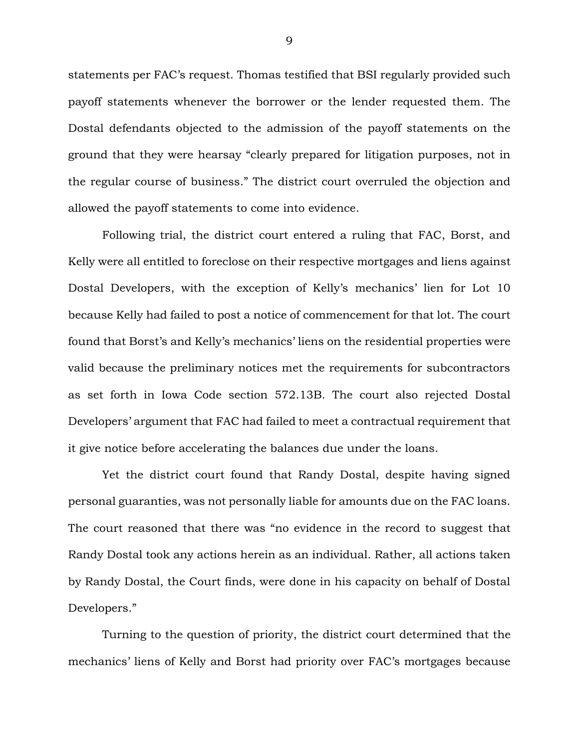statements per FAC's request. Thomas testified that BSI regularly provided such payoff statements whenever the borrower or the lender requested them. The Dostal defendants objected to the admission of the payoff statements on the ground that they were hearsay "clearly prepared for litigation purposes, not in the regular course of business." The district court overruled the objection and allowed the payoff statements to come into evidence.

Following trial, the district court entered a ruling that FAC, Borst, and Kelly were all entitled to foreclose on their respective mortgages and liens against Dostal Developers, with the exception of Kelly's mechanics' lien for Lot 10 because Kelly had failed to post a notice of commencement for that lot. The court found that Borst's and Kelly's mechanics' liens on the residential properties were valid because the preliminary notices met the requirements for subcontractors as set forth in Iowa Code section 572.13B. The court also rejected Dostal Developers' argument that FAC had failed to meet a contractual requirement that it give notice before accelerating the balances due under the loans.

Yet the district court found that Randy Dostal, despite having signed personal guaranties, was not personally liable for amounts due on the FAC loans. The court reasoned that there was "no evidence in the record to suggest that Randy Dostal took any actions herein as an individual. Rather, all actions taken by Randy Dostal, the Court finds, were done in his capacity on behalf of Dostal Developers."

Turning to the question of priority, the district court determined that the mechanics' liens of Kelly and Borst had priority over FAC's mortgages because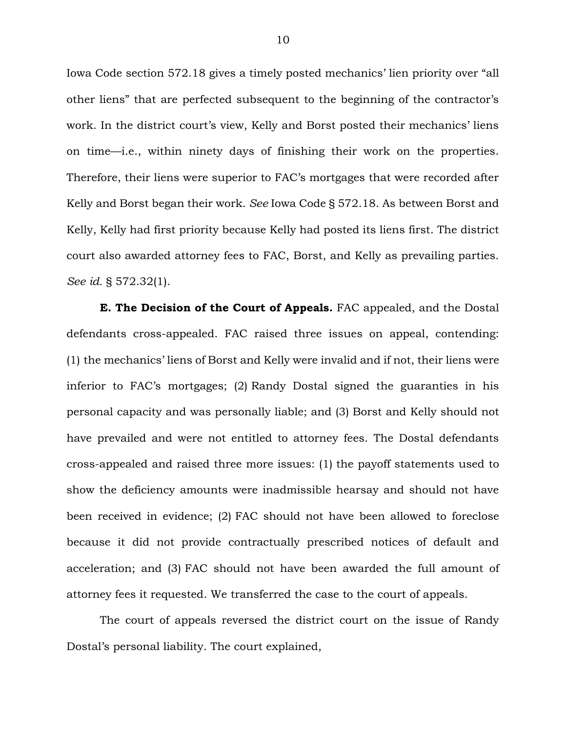Iowa Code section 572.18 gives a timely posted mechanics' lien priority over "all other liens" that are perfected subsequent to the beginning of the contractor's work. In the district court's view, Kelly and Borst posted their mechanics' liens on time—i.e., within ninety days of finishing their work on the properties. Therefore, their liens were superior to FAC's mortgages that were recorded after Kelly and Borst began their work. *See* Iowa Code § 572.18. As between Borst and Kelly, Kelly had first priority because Kelly had posted its liens first. The district court also awarded attorney fees to FAC, Borst, and Kelly as prevailing parties. *See id.* § 572.32(1).

**E. The Decision of the Court of Appeals.** FAC appealed, and the Dostal defendants cross-appealed. FAC raised three issues on appeal, contending: (1) the mechanics' liens of Borst and Kelly were invalid and if not, their liens were inferior to FAC's mortgages; (2) Randy Dostal signed the guaranties in his personal capacity and was personally liable; and (3) Borst and Kelly should not have prevailed and were not entitled to attorney fees. The Dostal defendants cross-appealed and raised three more issues: (1) the payoff statements used to show the deficiency amounts were inadmissible hearsay and should not have been received in evidence; (2) FAC should not have been allowed to foreclose because it did not provide contractually prescribed notices of default and acceleration; and (3) FAC should not have been awarded the full amount of attorney fees it requested. We transferred the case to the court of appeals.

The court of appeals reversed the district court on the issue of Randy Dostal's personal liability. The court explained,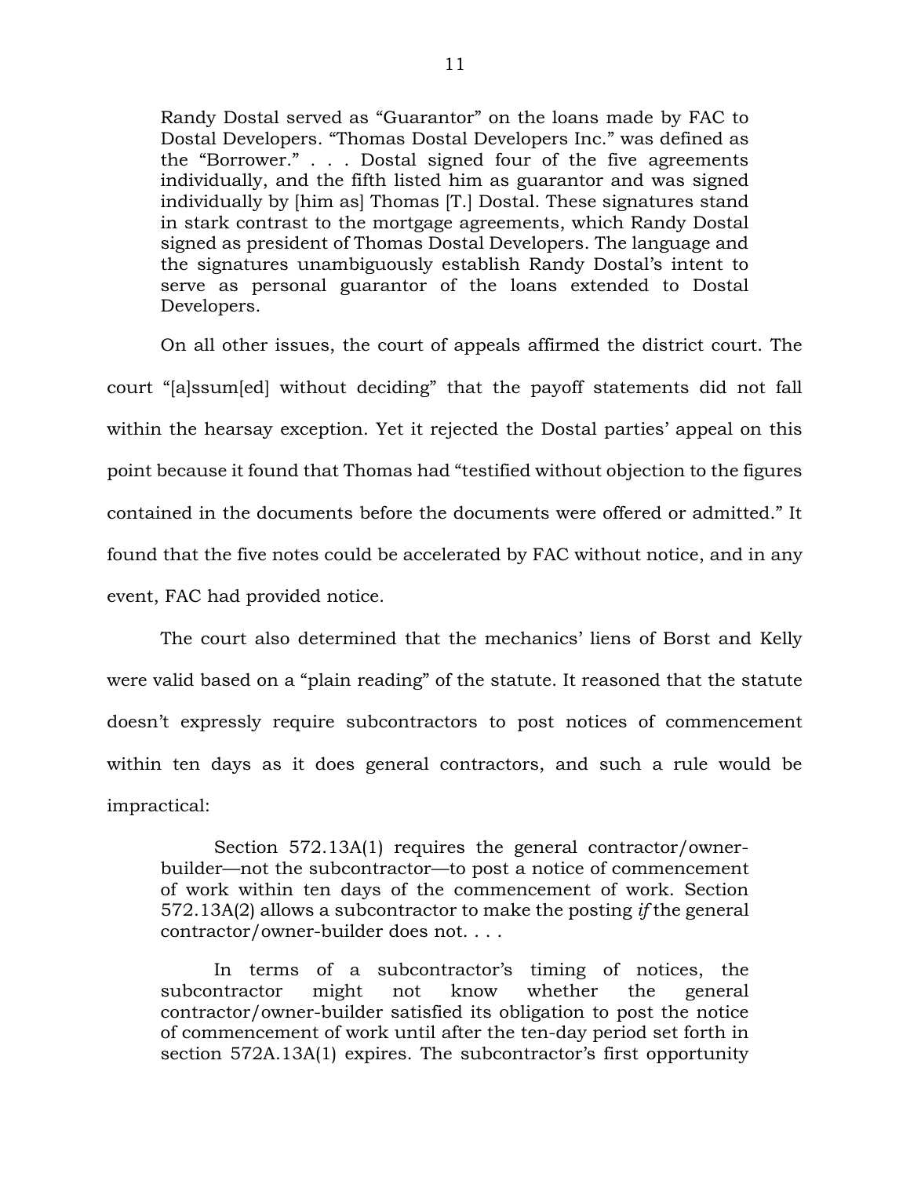> Randy Dostal served as "Guarantor" on the loans made by FAC to Dostal Developers. "Thomas Dostal Developers Inc." was defined as the "Borrower." . . . Dostal signed four of the five agreements individually, and the fifth listed him as guarantor and was signed individually by [him as] Thomas [T.] Dostal. These signatures stand in stark contrast to the mortgage agreements, which Randy Dostal signed as president of Thomas Dostal Developers. The language and the signatures unambiguously establish Randy Dostal's intent to serve as personal guarantor of the loans extended to Dostal Developers.

On all other issues, the court of appeals affirmed the district court. The court "[a]ssum[ed] without deciding" that the payoff statements did not fall within the hearsay exception. Yet it rejected the Dostal parties' appeal on this point because it found that Thomas had "testified without objection to the figures contained in the documents before the documents were offered or admitted." It found that the five notes could be accelerated by FAC without notice, and in any event, FAC had provided notice.

The court also determined that the mechanics' liens of Borst and Kelly were valid based on a "plain reading" of the statute. It reasoned that the statute doesn't expressly require subcontractors to post notices of commencement within ten days as it does general contractors, and such a rule would be impractical:

> Section 572.13A(1) requires the general contractor/owner-builder—not the subcontractor—to post a notice of commencement of work within ten days of the commencement of work. Section 572.13A(2) allows a subcontractor to make the posting *if* the general contractor/owner-builder does not. . . .
>
> In terms of a subcontractor's timing of notices, the subcontractor might not know whether the general contractor/owner-builder satisfied its obligation to post the notice of commencement of work until after the ten-day period set forth in section 572A.13A(1) expires. The subcontractor's first opportunity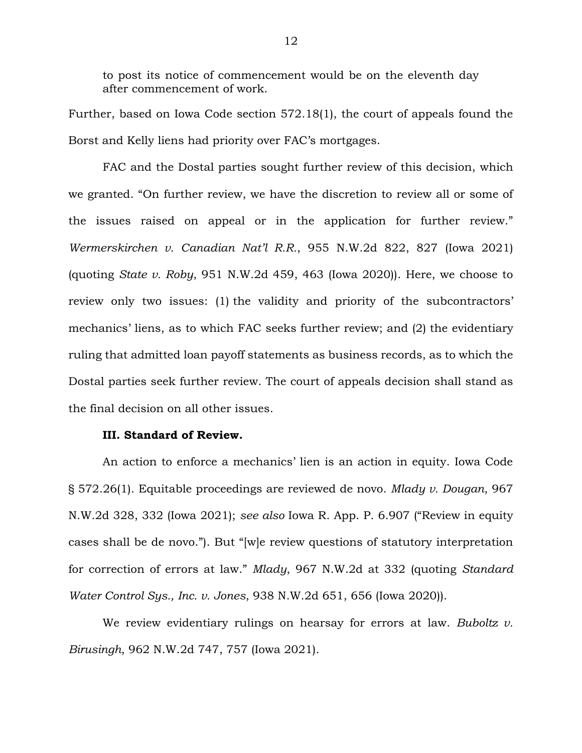to post its notice of commencement would be on the eleventh day after commencement of work.

Further, based on Iowa Code section 572.18(1), the court of appeals found the Borst and Kelly liens had priority over FAC's mortgages.

FAC and the Dostal parties sought further review of this decision, which we granted. "On further review, we have the discretion to review all or some of the issues raised on appeal or in the application for further review." *Wermerskirchen v. Canadian Nat'l R.R.*, 955 N.W.2d 822, 827 (Iowa 2021) (quoting *State v. Roby*, 951 N.W.2d 459, 463 (Iowa 2020)). Here, we choose to review only two issues: (1) the validity and priority of the subcontractors' mechanics' liens, as to which FAC seeks further review; and (2) the evidentiary ruling that admitted loan payoff statements as business records, as to which the Dostal parties seek further review. The court of appeals decision shall stand as the final decision on all other issues.

### III. Standard of Review.

An action to enforce a mechanics' lien is an action in equity. Iowa Code § 572.26(1). Equitable proceedings are reviewed de novo. *Mlady v. Dougan*, 967 N.W.2d 328, 332 (Iowa 2021); *see also* Iowa R. App. P. 6.907 ("Review in equity cases shall be de novo."). But "[w]e review questions of statutory interpretation for correction of errors at law." *Mlady*, 967 N.W.2d at 332 (quoting *Standard Water Control Sys., Inc. v. Jones*, 938 N.W.2d 651, 656 (Iowa 2020)).

We review evidentiary rulings on hearsay for errors at law. *Buboltz v. Birusingh*, 962 N.W.2d 747, 757 (Iowa 2021).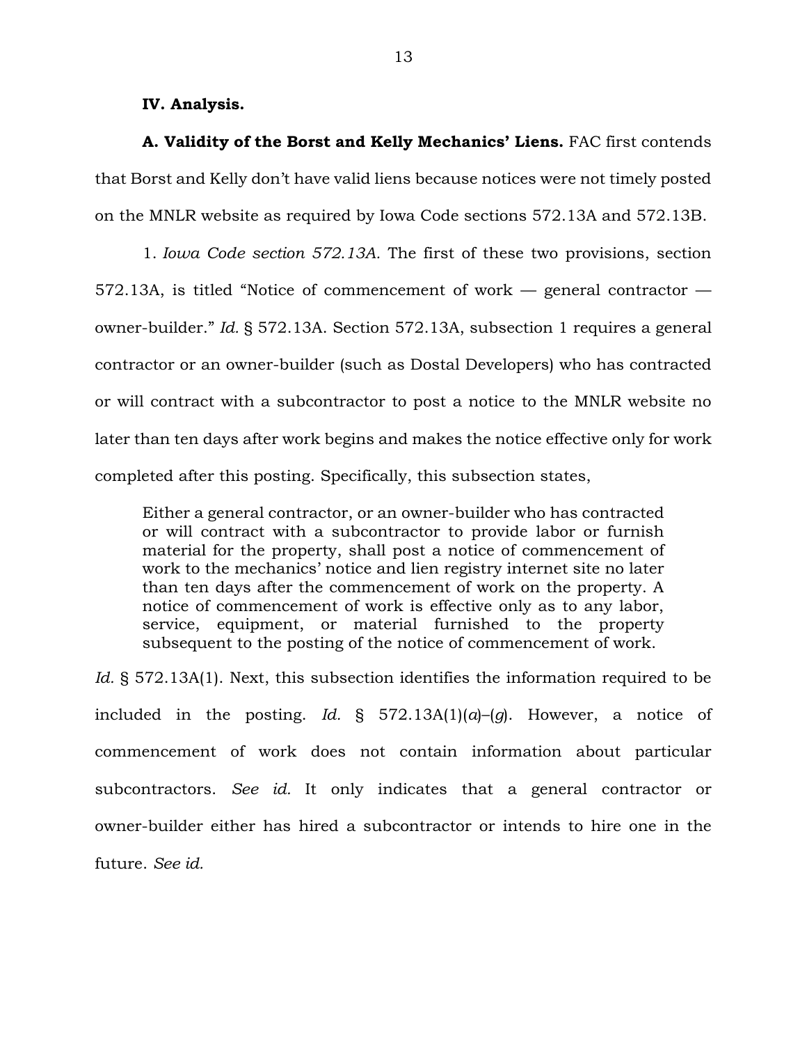**IV. Analysis.**

**A. Validity of the Borst and Kelly Mechanics' Liens.** FAC first contends that Borst and Kelly don't have valid liens because notices were not timely posted on the MNLR website as required by Iowa Code sections 572.13A and 572.13B.

1. *Iowa Code section 572.13A.* The first of these two provisions, section 572.13A, is titled "Notice of commencement of work — general contractor — owner-builder." *Id.* § 572.13A. Section 572.13A, subsection 1 requires a general contractor or an owner-builder (such as Dostal Developers) who has contracted or will contract with a subcontractor to post a notice to the MNLR website no later than ten days after work begins and makes the notice effective only for work completed after this posting. Specifically, this subsection states,

> Either a general contractor, or an owner-builder who has contracted or will contract with a subcontractor to provide labor or furnish material for the property, shall post a notice of commencement of work to the mechanics' notice and lien registry internet site no later than ten days after the commencement of work on the property. A notice of commencement of work is effective only as to any labor, service, equipment, or material furnished to the property subsequent to the posting of the notice of commencement of work.

*Id.* § 572.13A(1). Next, this subsection identifies the information required to be included in the posting. *Id.* § 572.13A(1)(*a*)–(*g*). However, a notice of commencement of work does not contain information about particular subcontractors. *See id.* It only indicates that a general contractor or owner-builder either has hired a subcontractor or intends to hire one in the future. *See id.*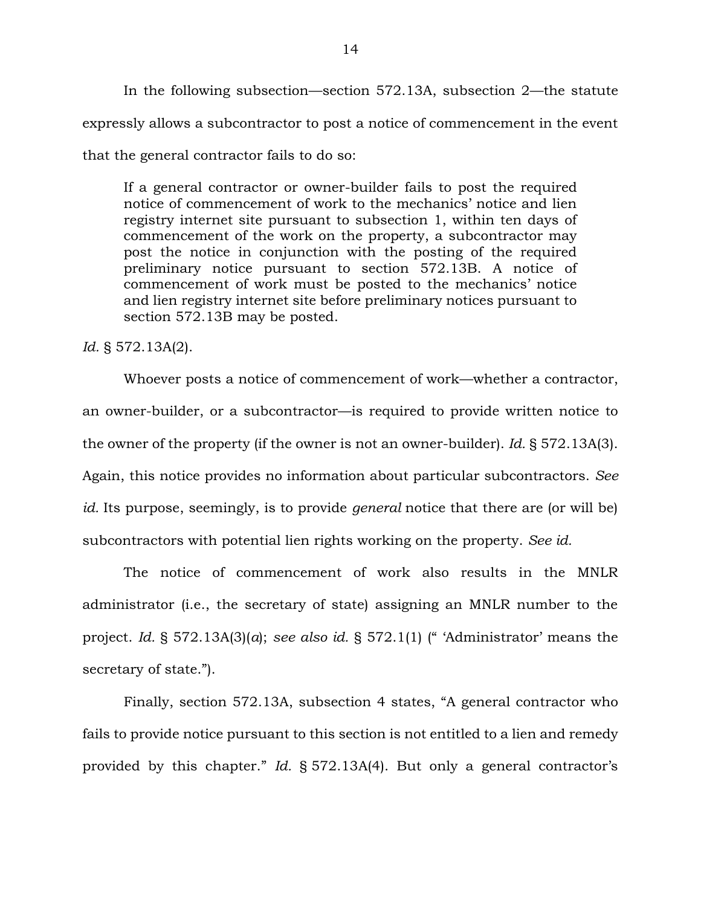In the following subsection—section 572.13A, subsection 2—the statute expressly allows a subcontractor to post a notice of commencement in the event that the general contractor fails to do so:

> If a general contractor or owner-builder fails to post the required notice of commencement of work to the mechanics' notice and lien registry internet site pursuant to subsection 1, within ten days of commencement of the work on the property, a subcontractor may post the notice in conjunction with the posting of the required preliminary notice pursuant to section 572.13B. A notice of commencement of work must be posted to the mechanics' notice and lien registry internet site before preliminary notices pursuant to section 572.13B may be posted.

*Id.* § 572.13A(2).

Whoever posts a notice of commencement of work—whether a contractor, an owner-builder, or a subcontractor—is required to provide written notice to the owner of the property (if the owner is not an owner-builder). *Id.* § 572.13A(3). Again, this notice provides no information about particular subcontractors. *See id.* Its purpose, seemingly, is to provide *general* notice that there are (or will be) subcontractors with potential lien rights working on the property. *See id.*

The notice of commencement of work also results in the MNLR administrator (i.e., the secretary of state) assigning an MNLR number to the project. *Id.* § 572.13A(3)(*a*); *see also id.* § 572.1(1) ("'Administrator' means the secretary of state.").

Finally, section 572.13A, subsection 4 states, "A general contractor who fails to provide notice pursuant to this section is not entitled to a lien and remedy provided by this chapter." *Id.* § 572.13A(4). But only a general contractor's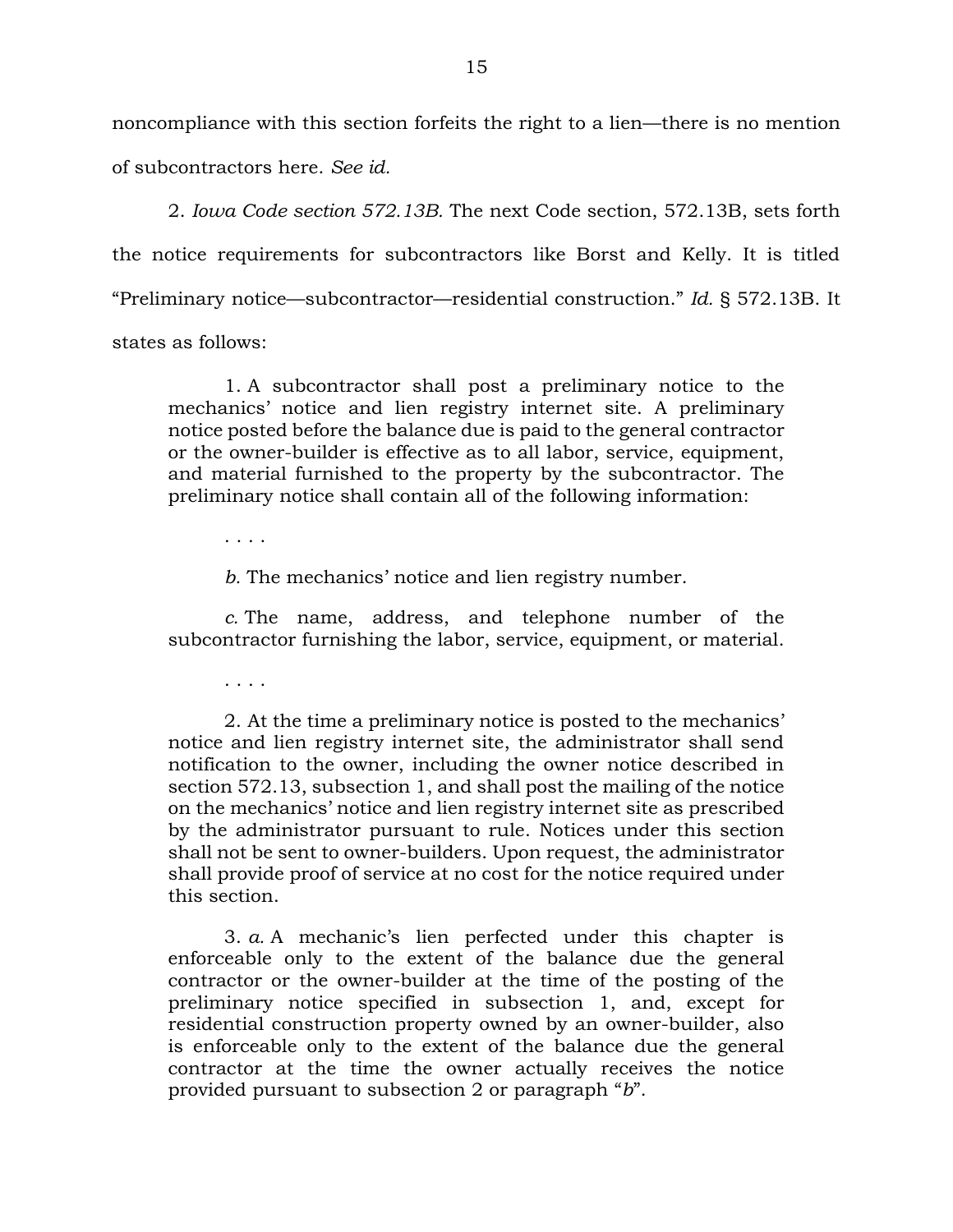noncompliance with this section forfeits the right to a lien—there is no mention of subcontractors here. *See id.*

2. *Iowa Code section 572.13B.* The next Code section, 572.13B, sets forth the notice requirements for subcontractors like Borst and Kelly. It is titled "Preliminary notice—subcontractor—residential construction." *Id.* § 572.13B. It states as follows:

> 1. A subcontractor shall post a preliminary notice to the mechanics' notice and lien registry internet site. A preliminary notice posted before the balance due is paid to the general contractor or the owner-builder is effective as to all labor, service, equipment, and material furnished to the property by the subcontractor. The preliminary notice shall contain all of the following information:
>
> . . . .
>
> *b.* The mechanics' notice and lien registry number.
>
> *c.* The name, address, and telephone number of the subcontractor furnishing the labor, service, equipment, or material.
>
> . . . .
>
> 2. At the time a preliminary notice is posted to the mechanics' notice and lien registry internet site, the administrator shall send notification to the owner, including the owner notice described in section 572.13, subsection 1, and shall post the mailing of the notice on the mechanics' notice and lien registry internet site as prescribed by the administrator pursuant to rule. Notices under this section shall not be sent to owner-builders. Upon request, the administrator shall provide proof of service at no cost for the notice required under this section.
>
> 3. *a.* A mechanic's lien perfected under this chapter is enforceable only to the extent of the balance due the general contractor or the owner-builder at the time of the posting of the preliminary notice specified in subsection 1, and, except for residential construction property owned by an owner-builder, also is enforceable only to the extent of the balance due the general contractor at the time the owner actually receives the notice provided pursuant to subsection 2 or paragraph "*b*".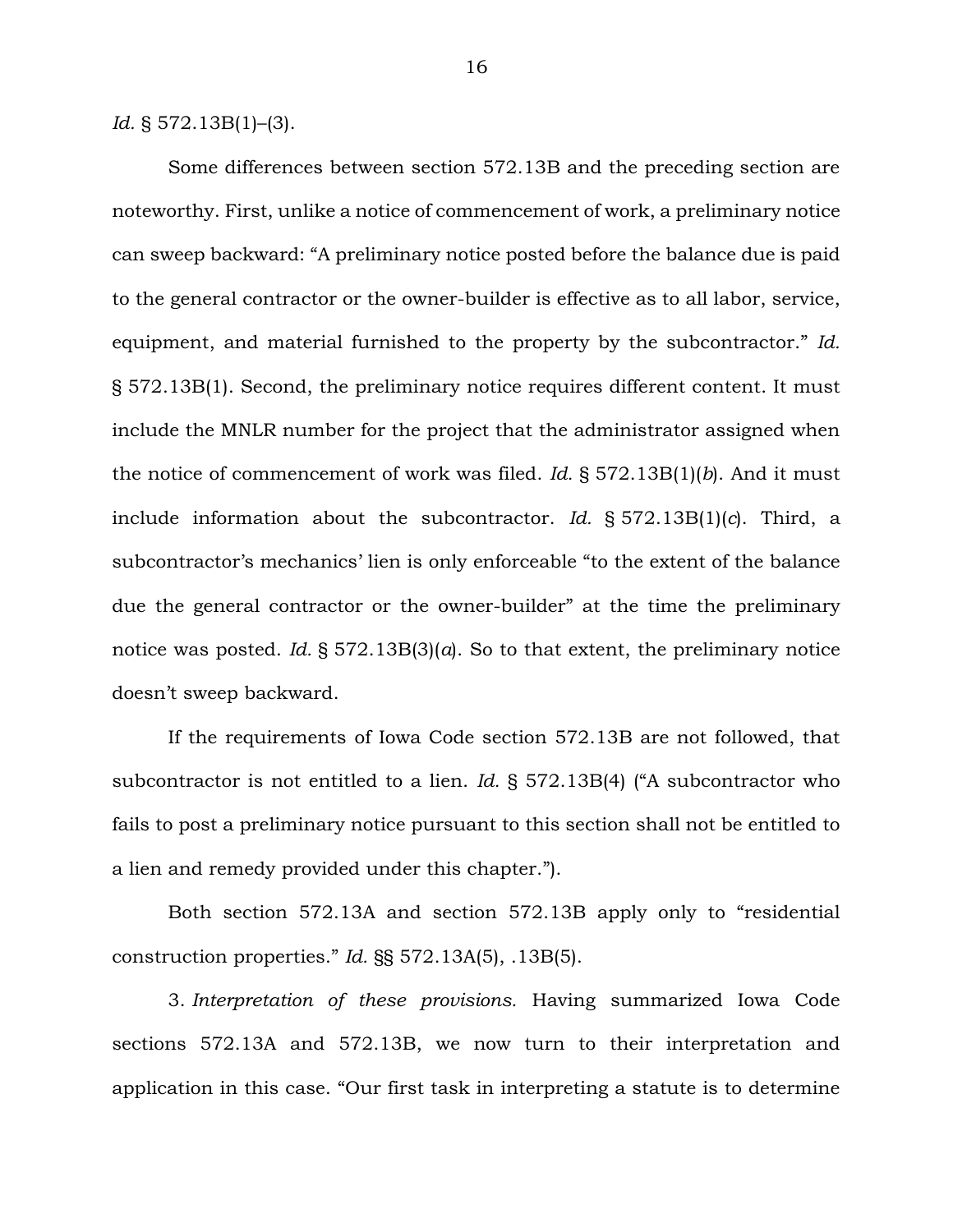*Id.* § 572.13B(1)–(3).

Some differences between section 572.13B and the preceding section are noteworthy. First, unlike a notice of commencement of work, a preliminary notice can sweep backward: "A preliminary notice posted before the balance due is paid to the general contractor or the owner-builder is effective as to all labor, service, equipment, and material furnished to the property by the subcontractor." *Id.* § 572.13B(1). Second, the preliminary notice requires different content. It must include the MNLR number for the project that the administrator assigned when the notice of commencement of work was filed. *Id.* § 572.13B(1)(*b*). And it must include information about the subcontractor. *Id.* § 572.13B(1)(*c*). Third, a subcontractor's mechanics' lien is only enforceable "to the extent of the balance due the general contractor or the owner-builder" at the time the preliminary notice was posted. *Id.* § 572.13B(3)(*a*). So to that extent, the preliminary notice doesn't sweep backward.

If the requirements of Iowa Code section 572.13B are not followed, that subcontractor is not entitled to a lien. *Id.* § 572.13B(4) ("A subcontractor who fails to post a preliminary notice pursuant to this section shall not be entitled to a lien and remedy provided under this chapter.").

Both section 572.13A and section 572.13B apply only to "residential construction properties." *Id.* §§ 572.13A(5), .13B(5).

3. *Interpretation of these provisions.* Having summarized Iowa Code sections 572.13A and 572.13B, we now turn to their interpretation and application in this case. "Our first task in interpreting a statute is to determine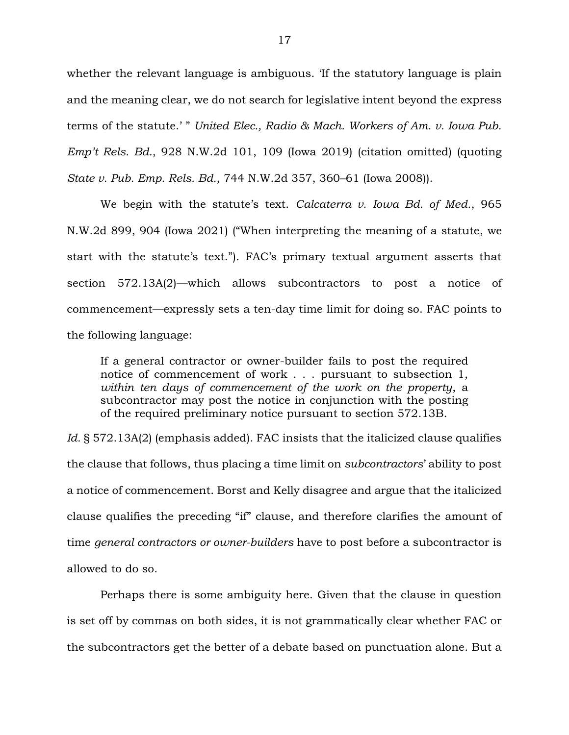whether the relevant language is ambiguous. 'If the statutory language is plain and the meaning clear, we do not search for legislative intent beyond the express terms of the statute.' " *United Elec., Radio & Mach. Workers of Am. v. Iowa Pub. Emp't Rels. Bd.*, 928 N.W.2d 101, 109 (Iowa 2019) (citation omitted) (quoting *State v. Pub. Emp. Rels. Bd.*, 744 N.W.2d 357, 360–61 (Iowa 2008)).

We begin with the statute's text. *Calcaterra v. Iowa Bd. of Med.*, 965 N.W.2d 899, 904 (Iowa 2021) ("When interpreting the meaning of a statute, we start with the statute's text."). FAC's primary textual argument asserts that section 572.13A(2)—which allows subcontractors to post a notice of commencement—expressly sets a ten-day time limit for doing so. FAC points to the following language:

> If a general contractor or owner-builder fails to post the required notice of commencement of work . . . pursuant to subsection 1, *within ten days of commencement of the work on the property*, a subcontractor may post the notice in conjunction with the posting of the required preliminary notice pursuant to section 572.13B.

*Id.* § 572.13A(2) (emphasis added). FAC insists that the italicized clause qualifies the clause that follows, thus placing a time limit on *subcontractors*' ability to post a notice of commencement. Borst and Kelly disagree and argue that the italicized clause qualifies the preceding "if" clause, and therefore clarifies the amount of time *general contractors or owner-builders* have to post before a subcontractor is allowed to do so.

Perhaps there is some ambiguity here. Given that the clause in question is set off by commas on both sides, it is not grammatically clear whether FAC or the subcontractors get the better of a debate based on punctuation alone. But a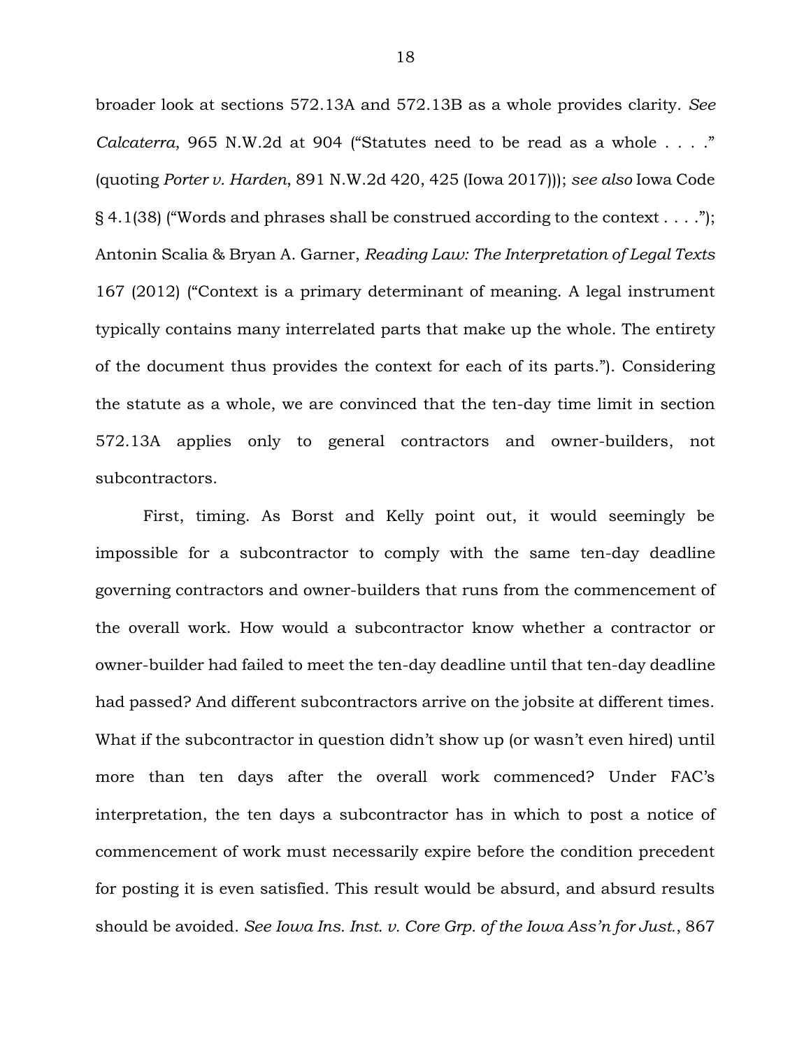broader look at sections 572.13A and 572.13B as a whole provides clarity. *See Calcaterra*, 965 N.W.2d at 904 ("Statutes need to be read as a whole . . . ." (quoting *Porter v. Harden*, 891 N.W.2d 420, 425 (Iowa 2017))); *see also* Iowa Code § 4.1(38) ("Words and phrases shall be construed according to the context . . . ."); Antonin Scalia & Bryan A. Garner, *Reading Law: The Interpretation of Legal Texts* 167 (2012) ("Context is a primary determinant of meaning. A legal instrument typically contains many interrelated parts that make up the whole. The entirety of the document thus provides the context for each of its parts."). Considering the statute as a whole, we are convinced that the ten-day time limit in section 572.13A applies only to general contractors and owner-builders, not subcontractors.

First, timing. As Borst and Kelly point out, it would seemingly be impossible for a subcontractor to comply with the same ten-day deadline governing contractors and owner-builders that runs from the commencement of the overall work. How would a subcontractor know whether a contractor or owner-builder had failed to meet the ten-day deadline until that ten-day deadline had passed? And different subcontractors arrive on the jobsite at different times. What if the subcontractor in question didn't show up (or wasn't even hired) until more than ten days after the overall work commenced? Under FAC's interpretation, the ten days a subcontractor has in which to post a notice of commencement of work must necessarily expire before the condition precedent for posting it is even satisfied. This result would be absurd, and absurd results should be avoided. *See Iowa Ins. Inst. v. Core Grp. of the Iowa Ass'n for Just.*, 867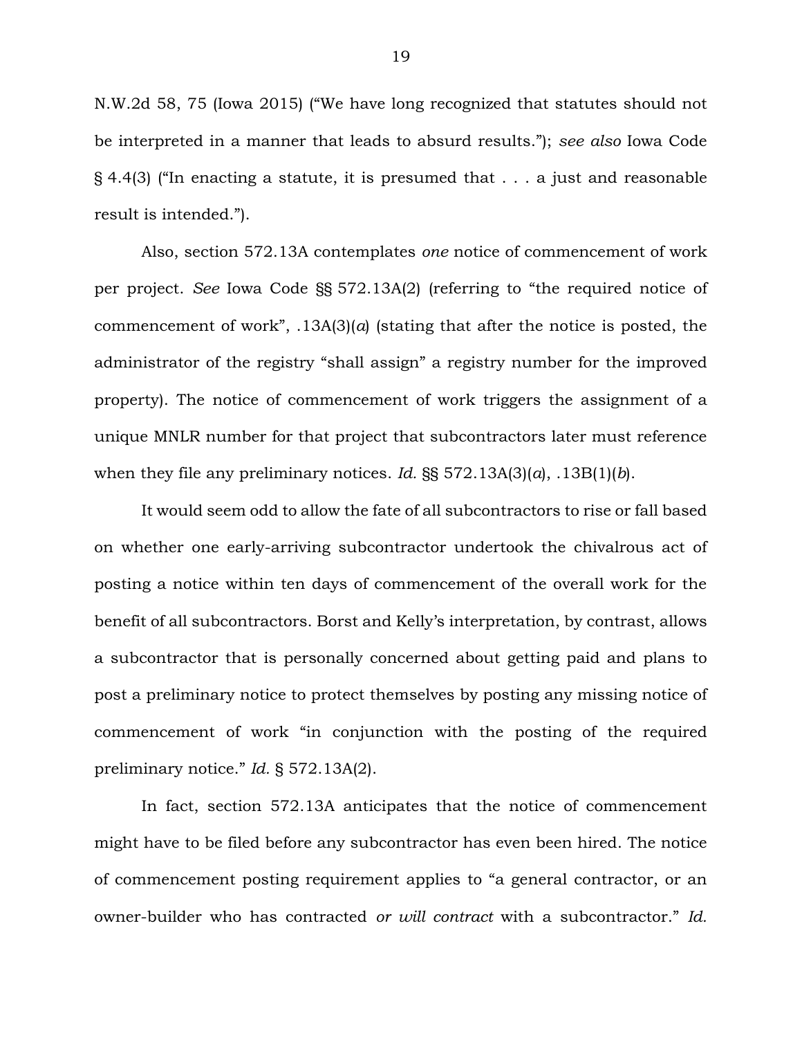N.W.2d 58, 75 (Iowa 2015) ("We have long recognized that statutes should not be interpreted in a manner that leads to absurd results."); *see also* Iowa Code § 4.4(3) ("In enacting a statute, it is presumed that . . . a just and reasonable result is intended.").

Also, section 572.13A contemplates *one* notice of commencement of work per project. *See* Iowa Code §§ 572.13A(2) (referring to "the required notice of commencement of work", .13A(3)(*a*) (stating that after the notice is posted, the administrator of the registry "shall assign" a registry number for the improved property). The notice of commencement of work triggers the assignment of a unique MNLR number for that project that subcontractors later must reference when they file any preliminary notices. *Id.* §§ 572.13A(3)(*a*), .13B(1)(*b*).

It would seem odd to allow the fate of all subcontractors to rise or fall based on whether one early-arriving subcontractor undertook the chivalrous act of posting a notice within ten days of commencement of the overall work for the benefit of all subcontractors. Borst and Kelly's interpretation, by contrast, allows a subcontractor that is personally concerned about getting paid and plans to post a preliminary notice to protect themselves by posting any missing notice of commencement of work "in conjunction with the posting of the required preliminary notice." *Id.* § 572.13A(2).

In fact, section 572.13A anticipates that the notice of commencement might have to be filed before any subcontractor has even been hired. The notice of commencement posting requirement applies to "a general contractor, or an owner-builder who has contracted *or will contract* with a subcontractor." *Id.*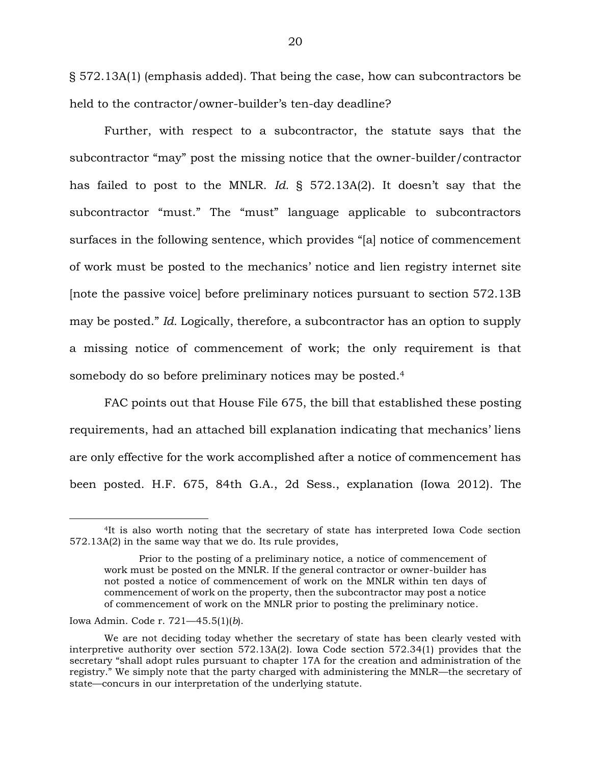§ 572.13A(1) (emphasis added). That being the case, how can subcontractors be held to the contractor/owner-builder's ten-day deadline?

Further, with respect to a subcontractor, the statute says that the subcontractor "may" post the missing notice that the owner-builder/contractor has failed to post to the MNLR. *Id.* § 572.13A(2). It doesn't say that the subcontractor "must." The "must" language applicable to subcontractors surfaces in the following sentence, which provides "[a] notice of commencement of work must be posted to the mechanics' notice and lien registry internet site [note the passive voice] before preliminary notices pursuant to section 572.13B may be posted." *Id.* Logically, therefore, a subcontractor has an option to supply a missing notice of commencement of work; the only requirement is that somebody do so before preliminary notices may be posted.[4]

FAC points out that House File 675, the bill that established these posting requirements, had an attached bill explanation indicating that mechanics' liens are only effective for the work accomplished after a notice of commencement has been posted. H.F. 675, 84th G.A., 2d Sess., explanation (Iowa 2012). The

---

[4]It is also worth noting that the secretary of state has interpreted Iowa Code section 572.13A(2) in the same way that we do. Its rule provides,

> Prior to the posting of a preliminary notice, a notice of commencement of work must be posted on the MNLR. If the general contractor or owner-builder has not posted a notice of commencement of work on the MNLR within ten days of commencement of work on the property, then the subcontractor may post a notice of commencement of work on the MNLR prior to posting the preliminary notice.

Iowa Admin. Code r. 721—45.5(1)(*b*).

We are not deciding today whether the secretary of state has been clearly vested with interpretive authority over section 572.13A(2). Iowa Code section 572.34(1) provides that the secretary "shall adopt rules pursuant to chapter 17A for the creation and administration of the registry." We simply note that the party charged with administering the MNLR—the secretary of state—concurs in our interpretation of the underlying statute.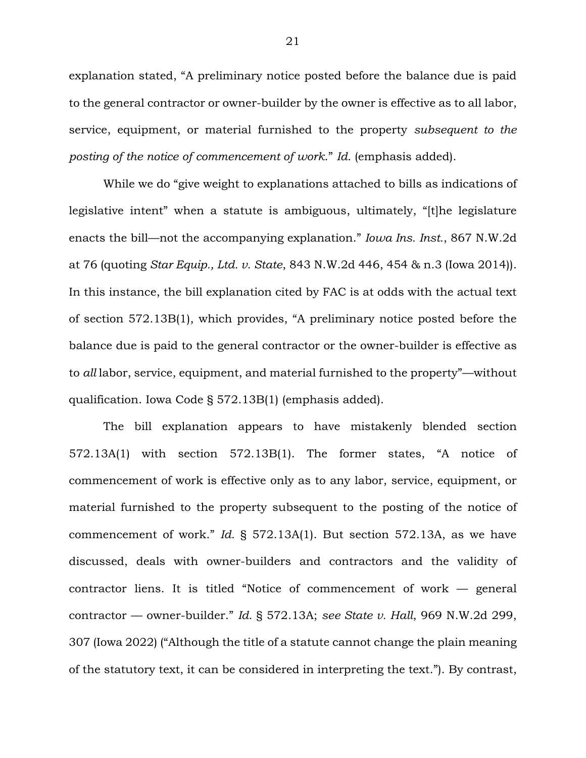explanation stated, "A preliminary notice posted before the balance due is paid to the general contractor or owner-builder by the owner is effective as to all labor, service, equipment, or material furnished to the property *subsequent to the posting of the notice of commencement of work*." *Id.* (emphasis added).

While we do "give weight to explanations attached to bills as indications of legislative intent" when a statute is ambiguous, ultimately, "[t]he legislature enacts the bill—not the accompanying explanation." *Iowa Ins. Inst.*, 867 N.W.2d at 76 (quoting *Star Equip., Ltd. v. State*, 843 N.W.2d 446, 454 & n.3 (Iowa 2014)). In this instance, the bill explanation cited by FAC is at odds with the actual text of section 572.13B(1), which provides, "A preliminary notice posted before the balance due is paid to the general contractor or the owner-builder is effective as to *all* labor, service, equipment, and material furnished to the property"—without qualification. Iowa Code § 572.13B(1) (emphasis added).

The bill explanation appears to have mistakenly blended section 572.13A(1) with section 572.13B(1). The former states, "A notice of commencement of work is effective only as to any labor, service, equipment, or material furnished to the property subsequent to the posting of the notice of commencement of work." *Id.* § 572.13A(1). But section 572.13A, as we have discussed, deals with owner-builders and contractors and the validity of contractor liens. It is titled "Notice of commencement of work — general contractor — owner-builder." *Id.* § 572.13A; *see State v. Hall*, 969 N.W.2d 299, 307 (Iowa 2022) ("Although the title of a statute cannot change the plain meaning of the statutory text, it can be considered in interpreting the text."). By contrast,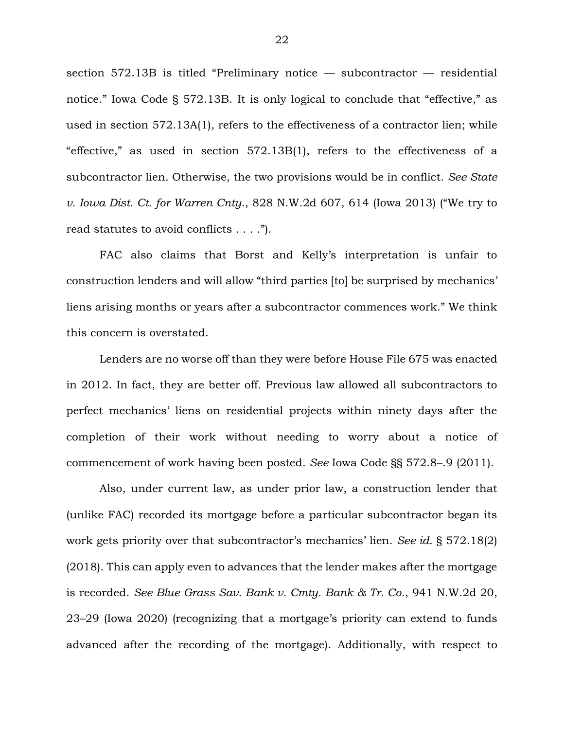section 572.13B is titled "Preliminary notice — subcontractor — residential notice." Iowa Code § 572.13B. It is only logical to conclude that "effective," as used in section 572.13A(1), refers to the effectiveness of a contractor lien; while "effective," as used in section 572.13B(1), refers to the effectiveness of a subcontractor lien. Otherwise, the two provisions would be in conflict. *See State v. Iowa Dist. Ct. for Warren Cnty.*, 828 N.W.2d 607, 614 (Iowa 2013) ("We try to read statutes to avoid conflicts . . . .").

FAC also claims that Borst and Kelly's interpretation is unfair to construction lenders and will allow "third parties [to] be surprised by mechanics' liens arising months or years after a subcontractor commences work." We think this concern is overstated.

Lenders are no worse off than they were before House File 675 was enacted in 2012. In fact, they are better off. Previous law allowed all subcontractors to perfect mechanics' liens on residential projects within ninety days after the completion of their work without needing to worry about a notice of commencement of work having been posted. *See* Iowa Code §§ 572.8–.9 (2011).

Also, under current law, as under prior law, a construction lender that (unlike FAC) recorded its mortgage before a particular subcontractor began its work gets priority over that subcontractor's mechanics' lien. *See id.* § 572.18(2) (2018). This can apply even to advances that the lender makes after the mortgage is recorded. *See Blue Grass Sav. Bank v. Cmty. Bank & Tr. Co.*, 941 N.W.2d 20, 23–29 (Iowa 2020) (recognizing that a mortgage's priority can extend to funds advanced after the recording of the mortgage). Additionally, with respect to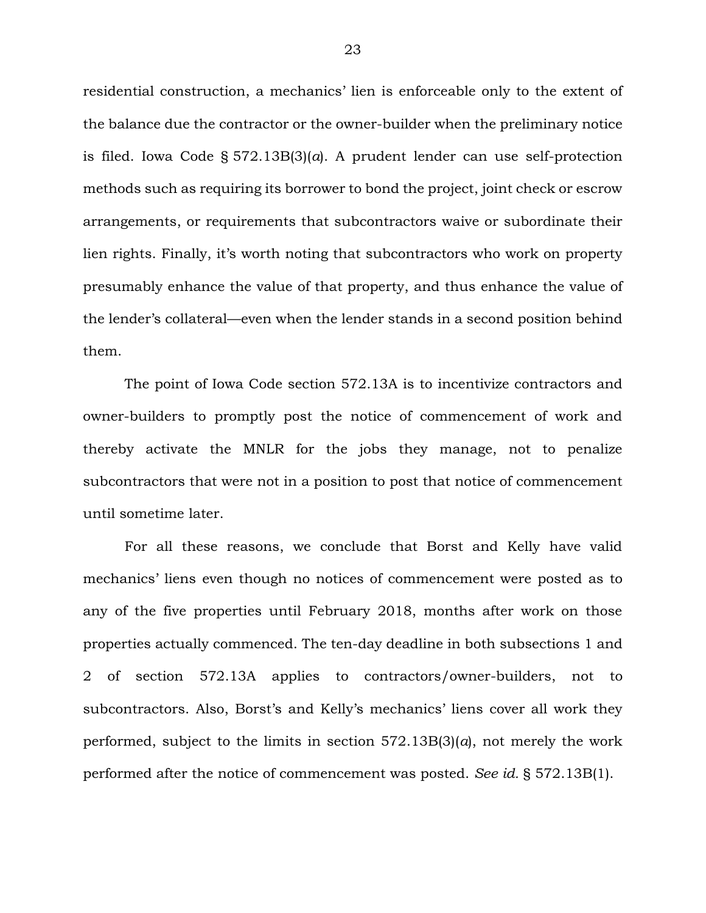residential construction, a mechanics' lien is enforceable only to the extent of the balance due the contractor or the owner-builder when the preliminary notice is filed. Iowa Code § 572.13B(3)(*a*). A prudent lender can use self-protection methods such as requiring its borrower to bond the project, joint check or escrow arrangements, or requirements that subcontractors waive or subordinate their lien rights. Finally, it's worth noting that subcontractors who work on property presumably enhance the value of that property, and thus enhance the value of the lender's collateral—even when the lender stands in a second position behind them.

The point of Iowa Code section 572.13A is to incentivize contractors and owner-builders to promptly post the notice of commencement of work and thereby activate the MNLR for the jobs they manage, not to penalize subcontractors that were not in a position to post that notice of commencement until sometime later.

For all these reasons, we conclude that Borst and Kelly have valid mechanics' liens even though no notices of commencement were posted as to any of the five properties until February 2018, months after work on those properties actually commenced. The ten-day deadline in both subsections 1 and 2 of section 572.13A applies to contractors/owner-builders, not to subcontractors. Also, Borst's and Kelly's mechanics' liens cover all work they performed, subject to the limits in section 572.13B(3)(*a*), not merely the work performed after the notice of commencement was posted. *See id.* § 572.13B(1).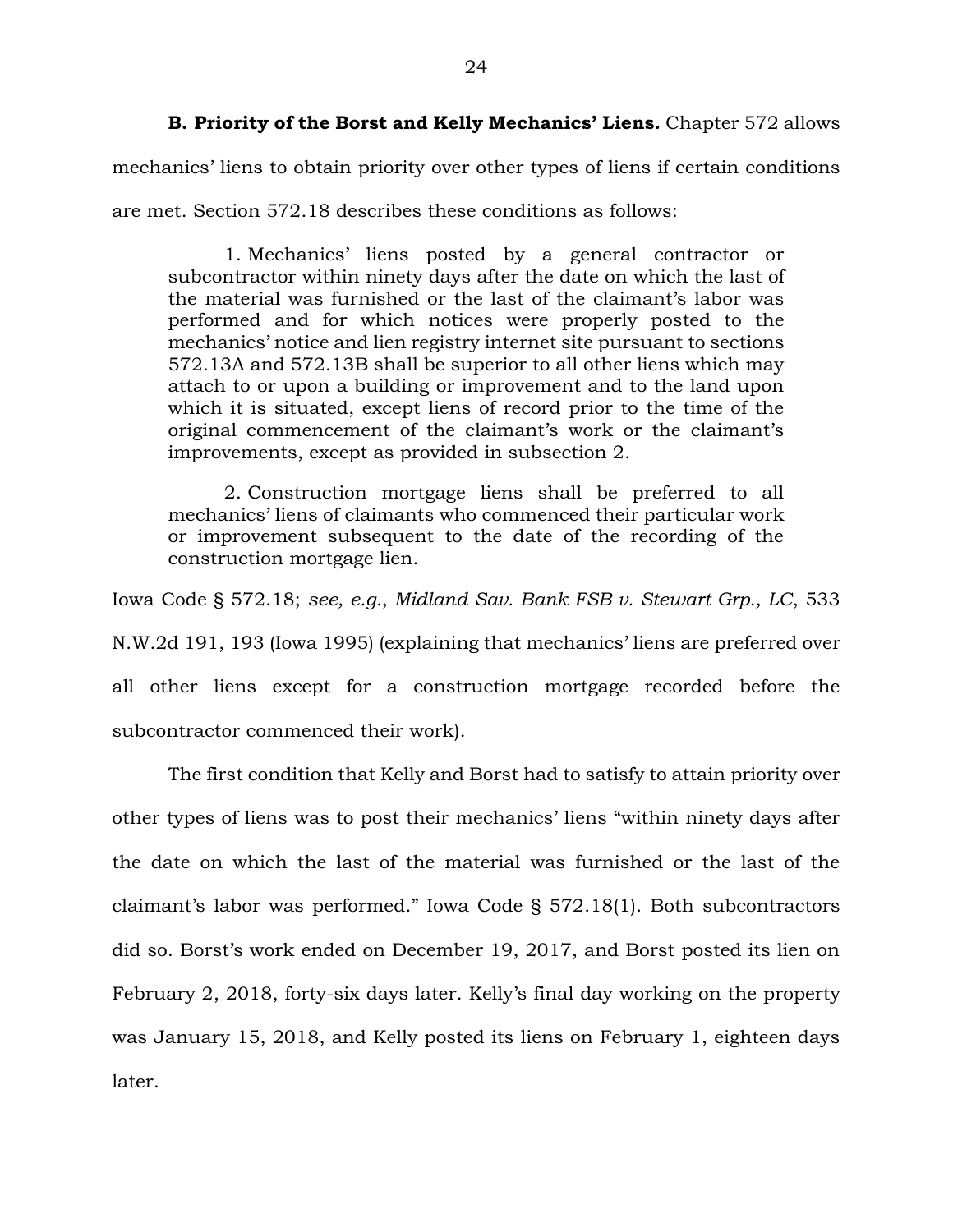**B. Priority of the Borst and Kelly Mechanics' Liens.** Chapter 572 allows mechanics' liens to obtain priority over other types of liens if certain conditions are met. Section 572.18 describes these conditions as follows:

> 1. Mechanics' liens posted by a general contractor or subcontractor within ninety days after the date on which the last of the material was furnished or the last of the claimant's labor was performed and for which notices were properly posted to the mechanics' notice and lien registry internet site pursuant to sections 572.13A and 572.13B shall be superior to all other liens which may attach to or upon a building or improvement and to the land upon which it is situated, except liens of record prior to the time of the original commencement of the claimant's work or the claimant's improvements, except as provided in subsection 2.
>
> 2. Construction mortgage liens shall be preferred to all mechanics' liens of claimants who commenced their particular work or improvement subsequent to the date of the recording of the construction mortgage lien.

Iowa Code § 572.18; *see, e.g.*, *Midland Sav. Bank FSB v. Stewart Grp., LC*, 533 N.W.2d 191, 193 (Iowa 1995) (explaining that mechanics' liens are preferred over all other liens except for a construction mortgage recorded before the subcontractor commenced their work).

The first condition that Kelly and Borst had to satisfy to attain priority over other types of liens was to post their mechanics' liens "within ninety days after the date on which the last of the material was furnished or the last of the claimant's labor was performed." Iowa Code § 572.18(1). Both subcontractors did so. Borst's work ended on December 19, 2017, and Borst posted its lien on February 2, 2018, forty-six days later. Kelly's final day working on the property was January 15, 2018, and Kelly posted its liens on February 1, eighteen days later.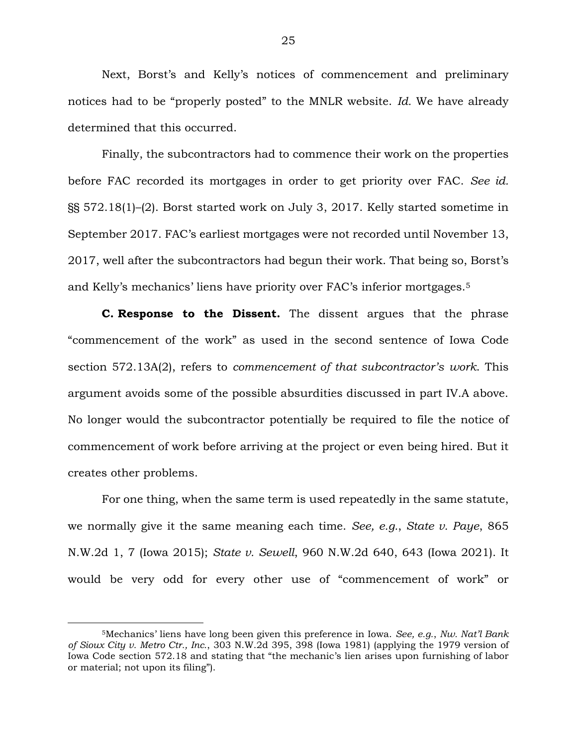Next, Borst's and Kelly's notices of commencement and preliminary notices had to be "properly posted" to the MNLR website. *Id.* We have already determined that this occurred.

Finally, the subcontractors had to commence their work on the properties before FAC recorded its mortgages in order to get priority over FAC. *See id.* §§ 572.18(1)–(2). Borst started work on July 3, 2017. Kelly started sometime in September 2017. FAC's earliest mortgages were not recorded until November 13, 2017, well after the subcontractors had begun their work. That being so, Borst's and Kelly's mechanics' liens have priority over FAC's inferior mortgages.[5]

**C. Response to the Dissent.** The dissent argues that the phrase "commencement of the work" as used in the second sentence of Iowa Code section 572.13A(2), refers to *commencement of that subcontractor's work*. This argument avoids some of the possible absurdities discussed in part IV.A above. No longer would the subcontractor potentially be required to file the notice of commencement of work before arriving at the project or even being hired. But it creates other problems.

For one thing, when the same term is used repeatedly in the same statute, we normally give it the same meaning each time. *See, e.g.*, *State v. Paye*, 865 N.W.2d 1, 7 (Iowa 2015); *State v. Sewell*, 960 N.W.2d 640, 643 (Iowa 2021). It would be very odd for every other use of "commencement of work" or

---

[5]Mechanics' liens have long been given this preference in Iowa. *See, e.g.*, *Nw. Nat'l Bank of Sioux City v. Metro Ctr., Inc.*, 303 N.W.2d 395, 398 (Iowa 1981) (applying the 1979 version of Iowa Code section 572.18 and stating that "the mechanic's lien arises upon furnishing of labor or material; not upon its filing").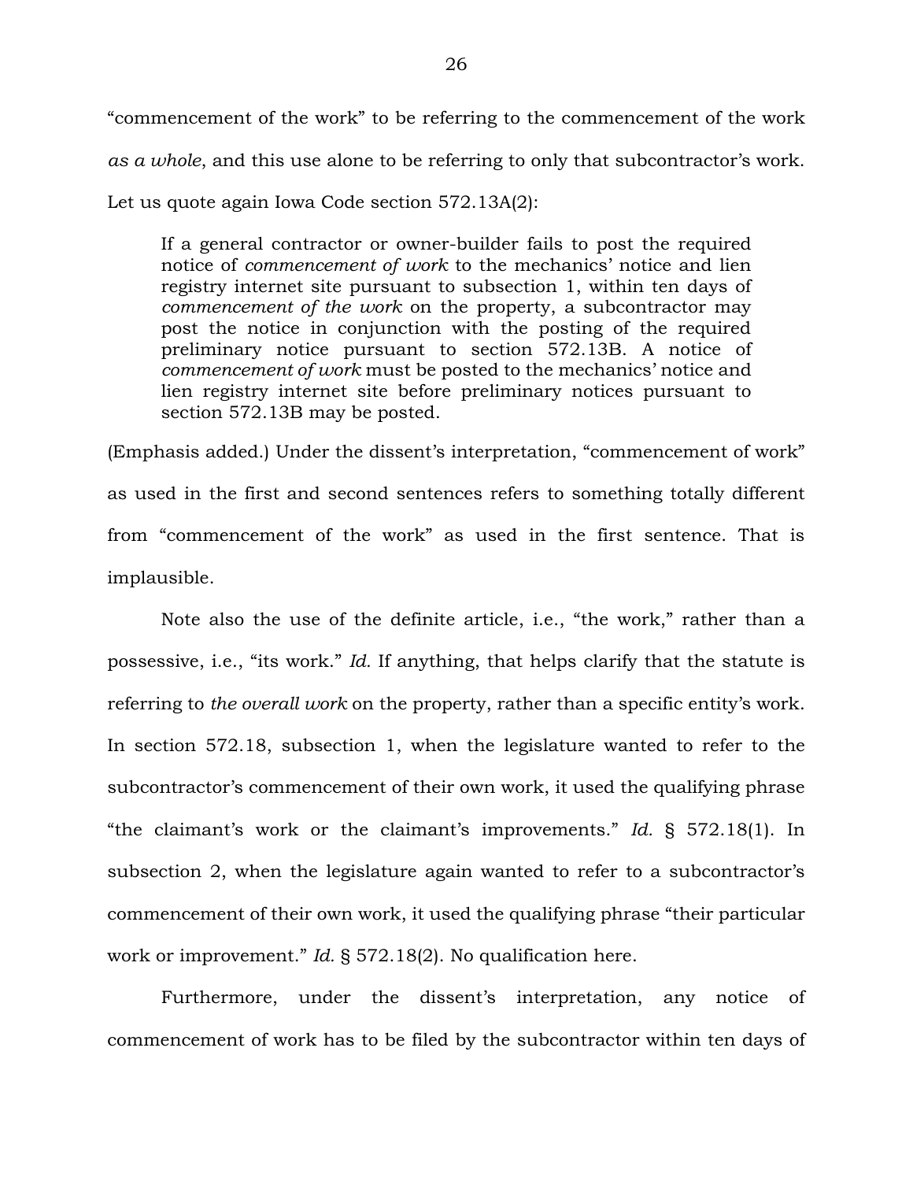"commencement of the work" to be referring to the commencement of the work *as a whole*, and this use alone to be referring to only that subcontractor's work. Let us quote again Iowa Code section 572.13A(2):

> If a general contractor or owner-builder fails to post the required notice of *commencement of work* to the mechanics' notice and lien registry internet site pursuant to subsection 1, within ten days of *commencement of the work* on the property, a subcontractor may post the notice in conjunction with the posting of the required preliminary notice pursuant to section 572.13B. A notice of *commencement of work* must be posted to the mechanics' notice and lien registry internet site before preliminary notices pursuant to section 572.13B may be posted.

(Emphasis added.) Under the dissent's interpretation, "commencement of work" as used in the first and second sentences refers to something totally different from "commencement of the work" as used in the first sentence. That is implausible.

Note also the use of the definite article, i.e., "the work," rather than a possessive, i.e., "its work." *Id.* If anything, that helps clarify that the statute is referring to *the overall work* on the property, rather than a specific entity's work. In section 572.18, subsection 1, when the legislature wanted to refer to the subcontractor's commencement of their own work, it used the qualifying phrase "the claimant's work or the claimant's improvements." *Id.* § 572.18(1). In subsection 2, when the legislature again wanted to refer to a subcontractor's commencement of their own work, it used the qualifying phrase "their particular work or improvement." *Id.* § 572.18(2). No qualification here.

Furthermore, under the dissent's interpretation, any notice of commencement of work has to be filed by the subcontractor within ten days of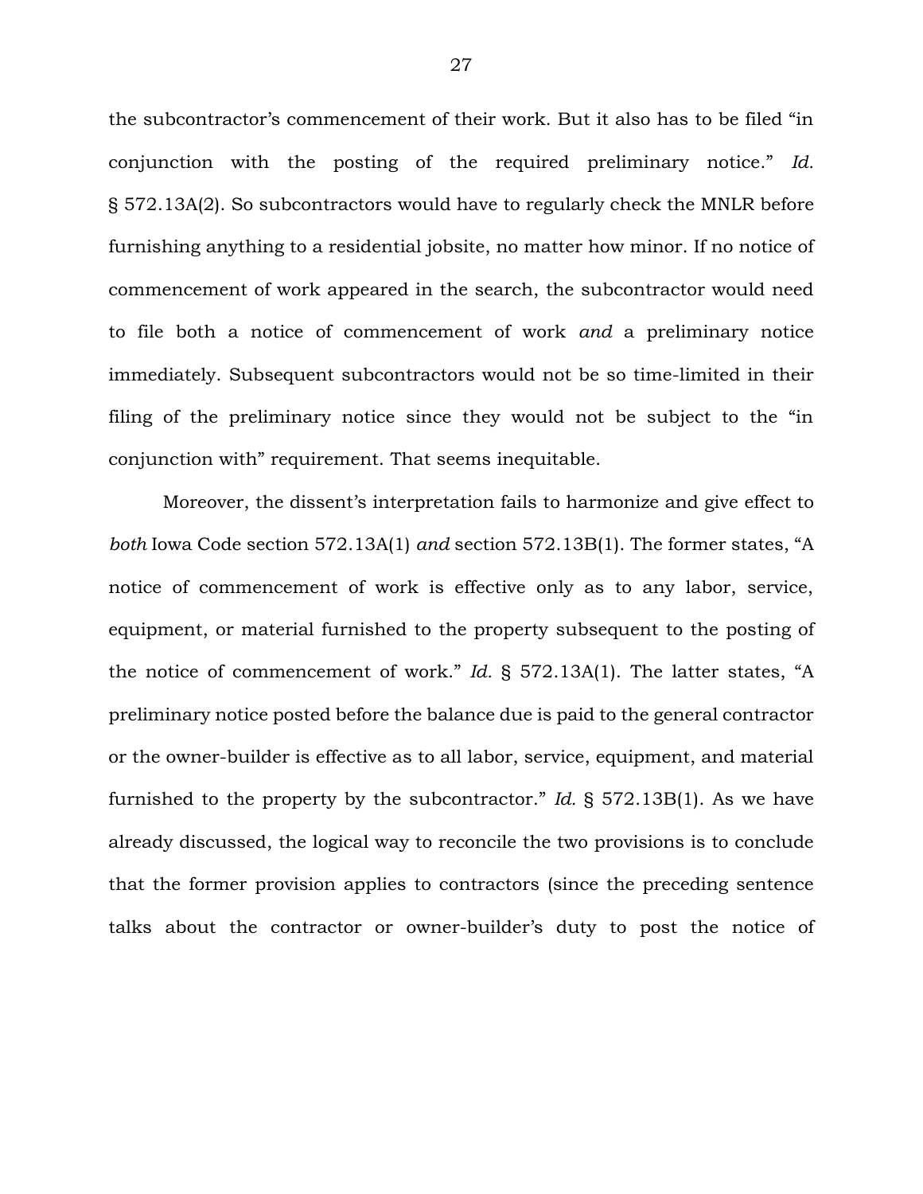the subcontractor's commencement of their work. But it also has to be filed "in conjunction with the posting of the required preliminary notice." *Id.* § 572.13A(2). So subcontractors would have to regularly check the MNLR before furnishing anything to a residential jobsite, no matter how minor. If no notice of commencement of work appeared in the search, the subcontractor would need to file both a notice of commencement of work *and* a preliminary notice immediately. Subsequent subcontractors would not be so time-limited in their filing of the preliminary notice since they would not be subject to the "in conjunction with" requirement. That seems inequitable.

Moreover, the dissent's interpretation fails to harmonize and give effect to *both* Iowa Code section 572.13A(1) *and* section 572.13B(1). The former states, "A notice of commencement of work is effective only as to any labor, service, equipment, or material furnished to the property subsequent to the posting of the notice of commencement of work." *Id.* § 572.13A(1). The latter states, "A preliminary notice posted before the balance due is paid to the general contractor or the owner-builder is effective as to all labor, service, equipment, and material furnished to the property by the subcontractor." *Id.* § 572.13B(1). As we have already discussed, the logical way to reconcile the two provisions is to conclude that the former provision applies to contractors (since the preceding sentence talks about the contractor or owner-builder's duty to post the notice of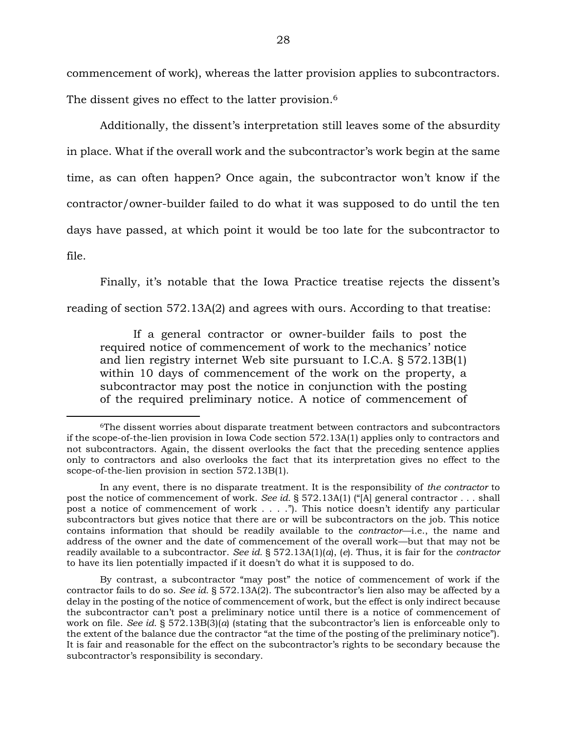commencement of work), whereas the latter provision applies to subcontractors. The dissent gives no effect to the latter provision.[6]

Additionally, the dissent's interpretation still leaves some of the absurdity in place. What if the overall work and the subcontractor's work begin at the same time, as can often happen? Once again, the subcontractor won't know if the contractor/owner-builder failed to do what it was supposed to do until the ten days have passed, at which point it would be too late for the subcontractor to file.

Finally, it's notable that the Iowa Practice treatise rejects the dissent's reading of section 572.13A(2) and agrees with ours. According to that treatise:

> If a general contractor or owner-builder fails to post the required notice of commencement of work to the mechanics' notice and lien registry internet Web site pursuant to I.C.A. § 572.13B(1) within 10 days of commencement of the work on the property, a subcontractor may post the notice in conjunction with the posting of the required preliminary notice. A notice of commencement of

[6]The dissent worries about disparate treatment between contractors and subcontractors if the scope-of-the-lien provision in Iowa Code section 572.13A(1) applies only to contractors and not subcontractors. Again, the dissent overlooks the fact that the preceding sentence applies only to contractors and also overlooks the fact that its interpretation gives no effect to the scope-of-the-lien provision in section 572.13B(1).

In any event, there is no disparate treatment. It is the responsibility of *the contractor* to post the notice of commencement of work. *See id.* § 572.13A(1) ("[A] general contractor . . . shall post a notice of commencement of work . . . ."). This notice doesn't identify any particular subcontractors but gives notice that there are or will be subcontractors on the job. This notice contains information that should be readily available to the *contractor*—i.e., the name and address of the owner and the date of commencement of the overall work—but that may not be readily available to a subcontractor. *See id.* § 572.13A(1)(*a*), (*e*). Thus, it is fair for the *contractor* to have its lien potentially impacted if it doesn't do what it is supposed to do.

By contrast, a subcontractor "may post" the notice of commencement of work if the contractor fails to do so. *See id.* § 572.13A(2). The subcontractor's lien also may be affected by a delay in the posting of the notice of commencement of work, but the effect is only indirect because the subcontractor can't post a preliminary notice until there is a notice of commencement of work on file. *See id.* § 572.13B(3)(*a*) (stating that the subcontractor's lien is enforceable only to the extent of the balance due the contractor "at the time of the posting of the preliminary notice"). It is fair and reasonable for the effect on the subcontractor's rights to be secondary because the subcontractor's responsibility is secondary.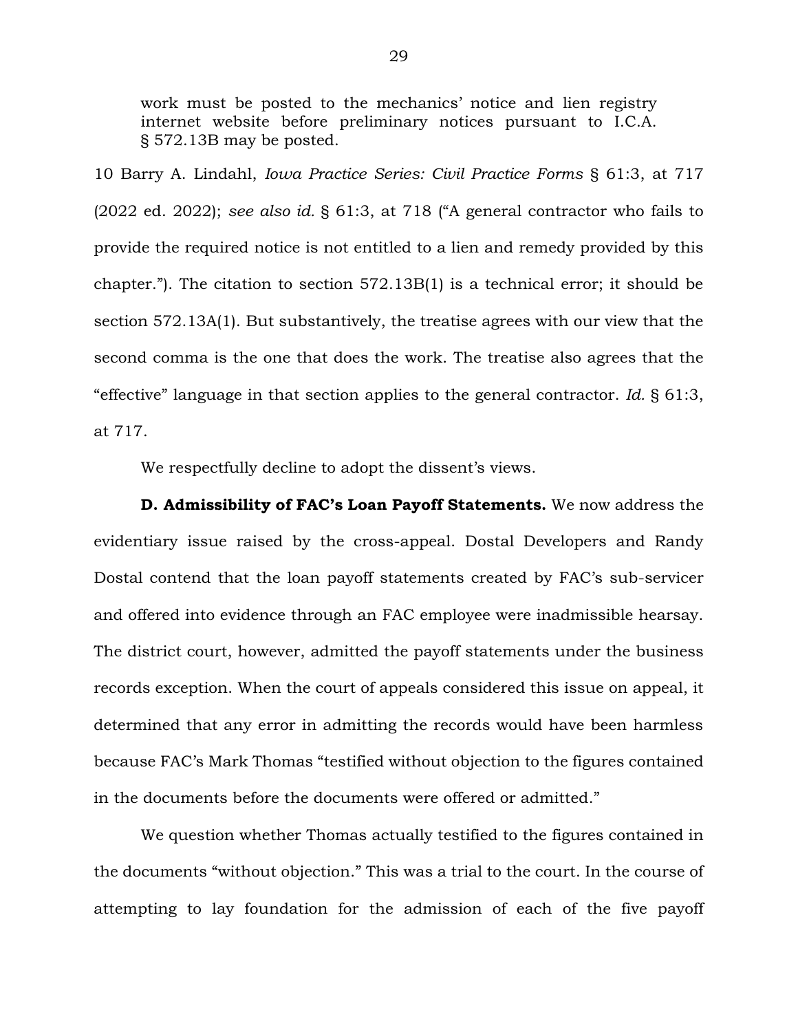> work must be posted to the mechanics' notice and lien registry internet website before preliminary notices pursuant to I.C.A. § 572.13B may be posted.

10 Barry A. Lindahl, *Iowa Practice Series: Civil Practice Forms* § 61:3, at 717 (2022 ed. 2022); *see also id.* § 61:3, at 718 ("A general contractor who fails to provide the required notice is not entitled to a lien and remedy provided by this chapter."). The citation to section 572.13B(1) is a technical error; it should be section 572.13A(1). But substantively, the treatise agrees with our view that the second comma is the one that does the work. The treatise also agrees that the "effective" language in that section applies to the general contractor. *Id.* § 61:3, at 717.

We respectfully decline to adopt the dissent's views.

**D. Admissibility of FAC's Loan Payoff Statements.** We now address the evidentiary issue raised by the cross-appeal. Dostal Developers and Randy Dostal contend that the loan payoff statements created by FAC's sub-servicer and offered into evidence through an FAC employee were inadmissible hearsay. The district court, however, admitted the payoff statements under the business records exception. When the court of appeals considered this issue on appeal, it determined that any error in admitting the records would have been harmless because FAC's Mark Thomas "testified without objection to the figures contained in the documents before the documents were offered or admitted."

We question whether Thomas actually testified to the figures contained in the documents "without objection." This was a trial to the court. In the course of attempting to lay foundation for the admission of each of the five payoff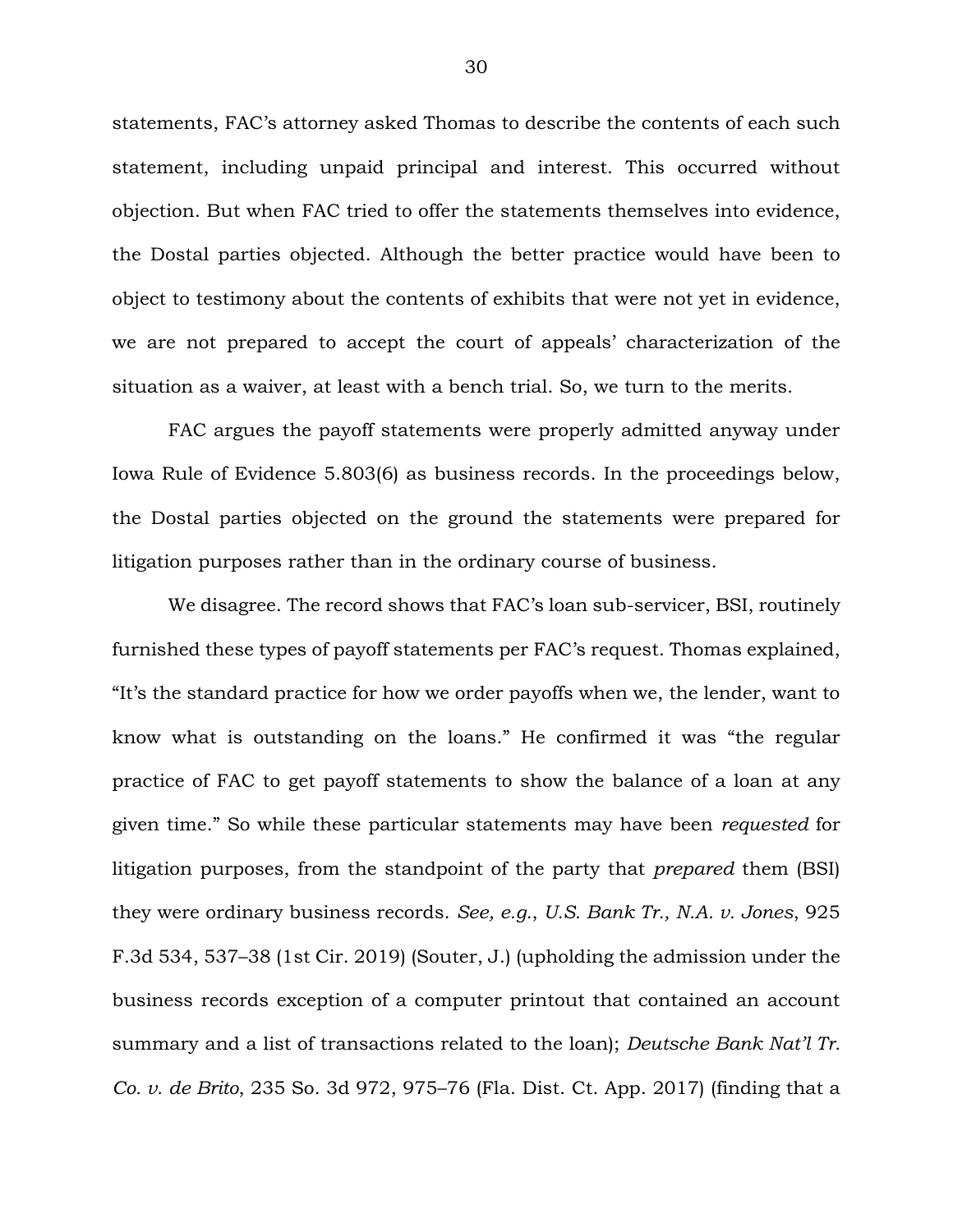statements, FAC's attorney asked Thomas to describe the contents of each such statement, including unpaid principal and interest. This occurred without objection. But when FAC tried to offer the statements themselves into evidence, the Dostal parties objected. Although the better practice would have been to object to testimony about the contents of exhibits that were not yet in evidence, we are not prepared to accept the court of appeals' characterization of the situation as a waiver, at least with a bench trial. So, we turn to the merits.

FAC argues the payoff statements were properly admitted anyway under Iowa Rule of Evidence 5.803(6) as business records. In the proceedings below, the Dostal parties objected on the ground the statements were prepared for litigation purposes rather than in the ordinary course of business.

We disagree. The record shows that FAC's loan sub-servicer, BSI, routinely furnished these types of payoff statements per FAC's request. Thomas explained, "It's the standard practice for how we order payoffs when we, the lender, want to know what is outstanding on the loans." He confirmed it was "the regular practice of FAC to get payoff statements to show the balance of a loan at any given time." So while these particular statements may have been *requested* for litigation purposes, from the standpoint of the party that *prepared* them (BSI) they were ordinary business records. *See, e.g.*, *U.S. Bank Tr., N.A. v. Jones*, 925 F.3d 534, 537–38 (1st Cir. 2019) (Souter, J.) (upholding the admission under the business records exception of a computer printout that contained an account summary and a list of transactions related to the loan); *Deutsche Bank Nat'l Tr. Co. v. de Brito*, 235 So. 3d 972, 975–76 (Fla. Dist. Ct. App. 2017) (finding that a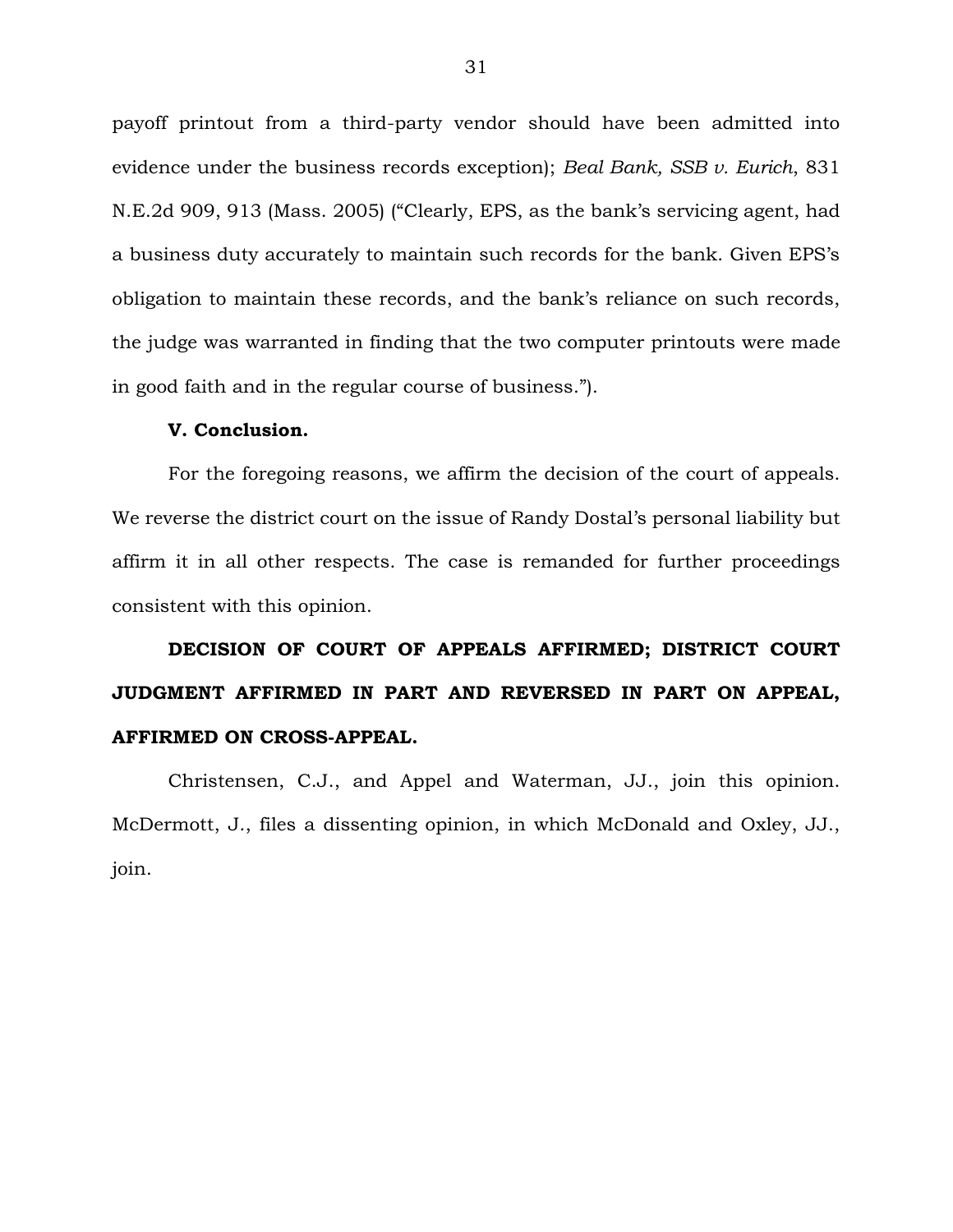payoff printout from a third-party vendor should have been admitted into evidence under the business records exception); *Beal Bank, SSB v. Eurich*, 831 N.E.2d 909, 913 (Mass. 2005) ("Clearly, EPS, as the bank's servicing agent, had a business duty accurately to maintain such records for the bank. Given EPS's obligation to maintain these records, and the bank's reliance on such records, the judge was warranted in finding that the two computer printouts were made in good faith and in the regular course of business.").

**V. Conclusion.**

For the foregoing reasons, we affirm the decision of the court of appeals. We reverse the district court on the issue of Randy Dostal's personal liability but affirm it in all other respects. The case is remanded for further proceedings consistent with this opinion.

**DECISION OF COURT OF APPEALS AFFIRMED; DISTRICT COURT JUDGMENT AFFIRMED IN PART AND REVERSED IN PART ON APPEAL, AFFIRMED ON CROSS-APPEAL.**

Christensen, C.J., and Appel and Waterman, JJ., join this opinion. McDermott, J., files a dissenting opinion, in which McDonald and Oxley, JJ., join.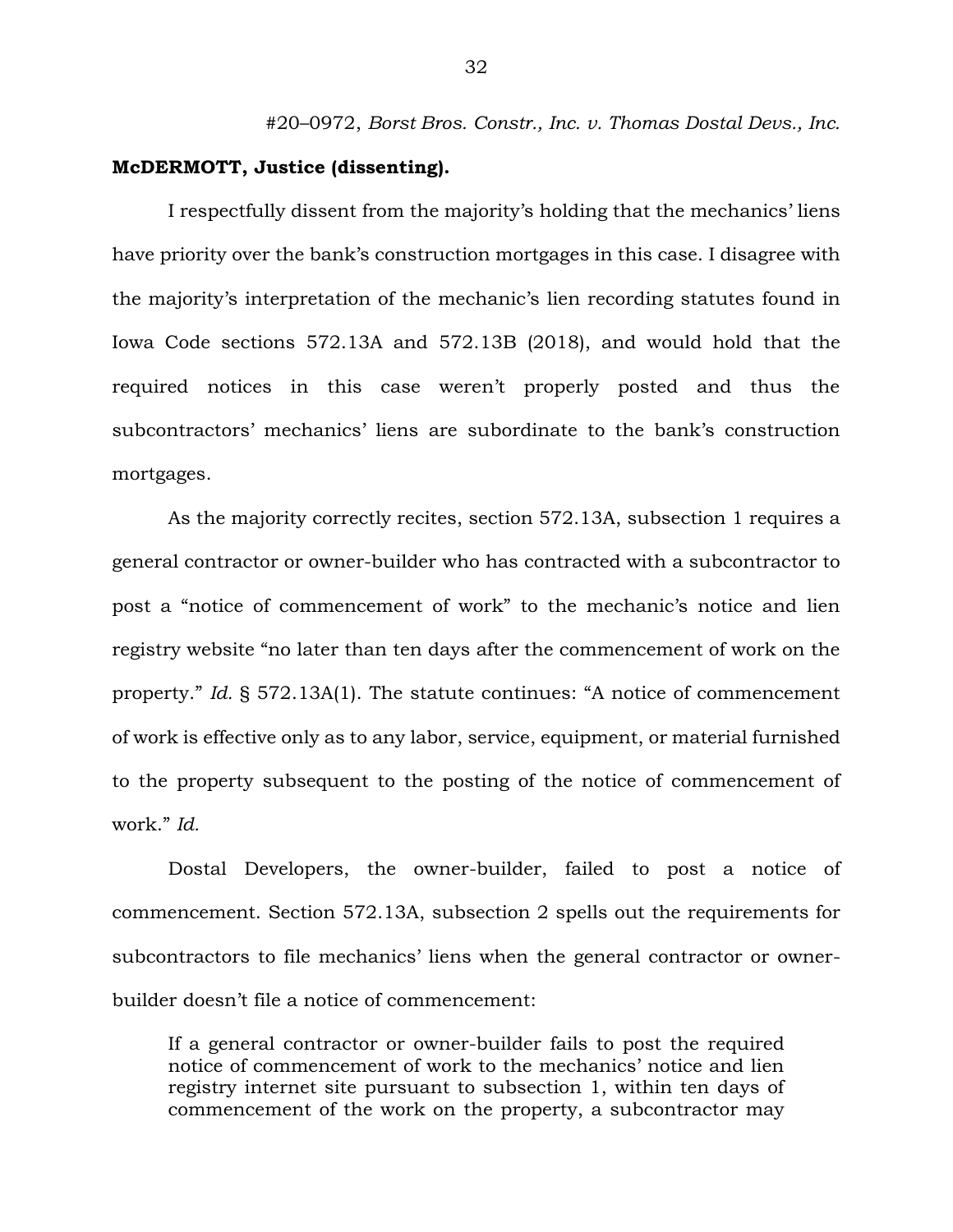#20–0972, *Borst Bros. Constr., Inc. v. Thomas Dostal Devs., Inc.*

**McDERMOTT, Justice (dissenting).**

I respectfully dissent from the majority's holding that the mechanics' liens have priority over the bank's construction mortgages in this case. I disagree with the majority's interpretation of the mechanic's lien recording statutes found in Iowa Code sections 572.13A and 572.13B (2018), and would hold that the required notices in this case weren't properly posted and thus the subcontractors' mechanics' liens are subordinate to the bank's construction mortgages.

As the majority correctly recites, section 572.13A, subsection 1 requires a general contractor or owner-builder who has contracted with a subcontractor to post a "notice of commencement of work" to the mechanic's notice and lien registry website "no later than ten days after the commencement of work on the property." *Id.* § 572.13A(1). The statute continues: "A notice of commencement of work is effective only as to any labor, service, equipment, or material furnished to the property subsequent to the posting of the notice of commencement of work." *Id.*

Dostal Developers, the owner-builder, failed to post a notice of commencement. Section 572.13A, subsection 2 spells out the requirements for subcontractors to file mechanics' liens when the general contractor or owner-builder doesn't file a notice of commencement:

> If a general contractor or owner-builder fails to post the required notice of commencement of work to the mechanics' notice and lien registry internet site pursuant to subsection 1, within ten days of commencement of the work on the property, a subcontractor may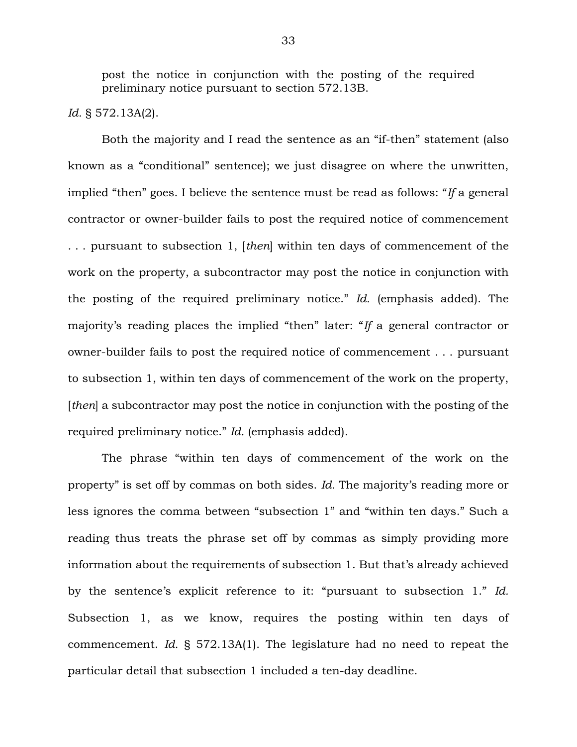> post the notice in conjunction with the posting of the required preliminary notice pursuant to section 572.13B.

*Id.* § 572.13A(2).

Both the majority and I read the sentence as an "if-then" statement (also known as a "conditional" sentence); we just disagree on where the unwritten, implied "then" goes. I believe the sentence must be read as follows: "*If* a general contractor or owner-builder fails to post the required notice of commencement . . . pursuant to subsection 1, [*then*] within ten days of commencement of the work on the property, a subcontractor may post the notice in conjunction with the posting of the required preliminary notice." *Id.* (emphasis added). The majority's reading places the implied "then" later: "*If* a general contractor or owner-builder fails to post the required notice of commencement . . . pursuant to subsection 1, within ten days of commencement of the work on the property, [*then*] a subcontractor may post the notice in conjunction with the posting of the required preliminary notice." *Id.* (emphasis added).

The phrase "within ten days of commencement of the work on the property" is set off by commas on both sides. *Id.* The majority's reading more or less ignores the comma between "subsection 1" and "within ten days." Such a reading thus treats the phrase set off by commas as simply providing more information about the requirements of subsection 1. But that's already achieved by the sentence's explicit reference to it: "pursuant to subsection 1." *Id.* Subsection 1, as we know, requires the posting within ten days of commencement. *Id.* § 572.13A(1). The legislature had no need to repeat the particular detail that subsection 1 included a ten-day deadline.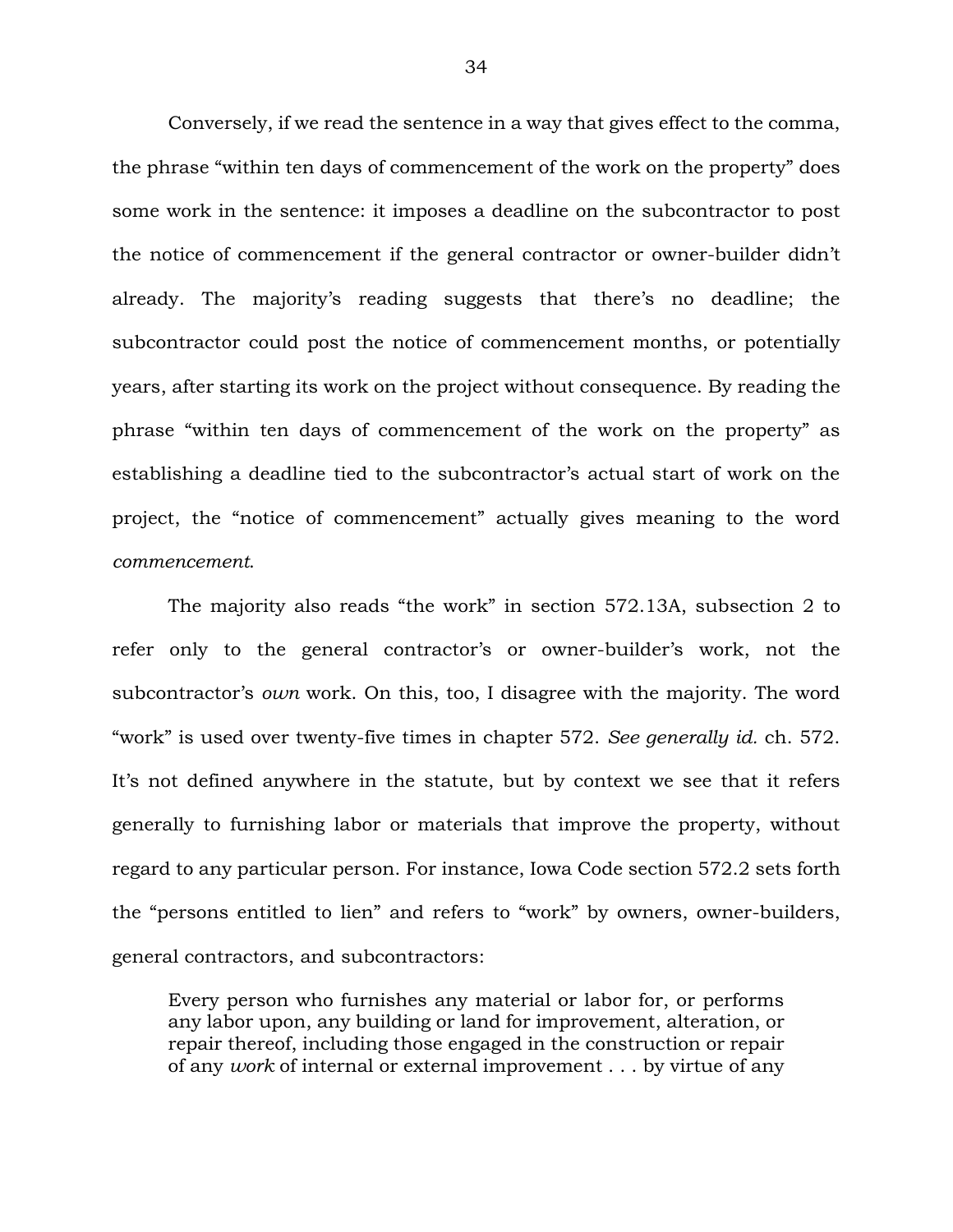Conversely, if we read the sentence in a way that gives effect to the comma, the phrase "within ten days of commencement of the work on the property" does some work in the sentence: it imposes a deadline on the subcontractor to post the notice of commencement if the general contractor or owner-builder didn't already. The majority's reading suggests that there's no deadline; the subcontractor could post the notice of commencement months, or potentially years, after starting its work on the project without consequence. By reading the phrase "within ten days of commencement of the work on the property" as establishing a deadline tied to the subcontractor's actual start of work on the project, the "notice of commencement" actually gives meaning to the word *commencement*.

The majority also reads "the work" in section 572.13A, subsection 2 to refer only to the general contractor's or owner-builder's work, not the subcontractor's *own* work. On this, too, I disagree with the majority. The word "work" is used over twenty-five times in chapter 572. *See generally id.* ch. 572. It's not defined anywhere in the statute, but by context we see that it refers generally to furnishing labor or materials that improve the property, without regard to any particular person. For instance, Iowa Code section 572.2 sets forth the "persons entitled to lien" and refers to "work" by owners, owner-builders, general contractors, and subcontractors:

> Every person who furnishes any material or labor for, or performs any labor upon, any building or land for improvement, alteration, or repair thereof, including those engaged in the construction or repair of any *work* of internal or external improvement . . . by virtue of any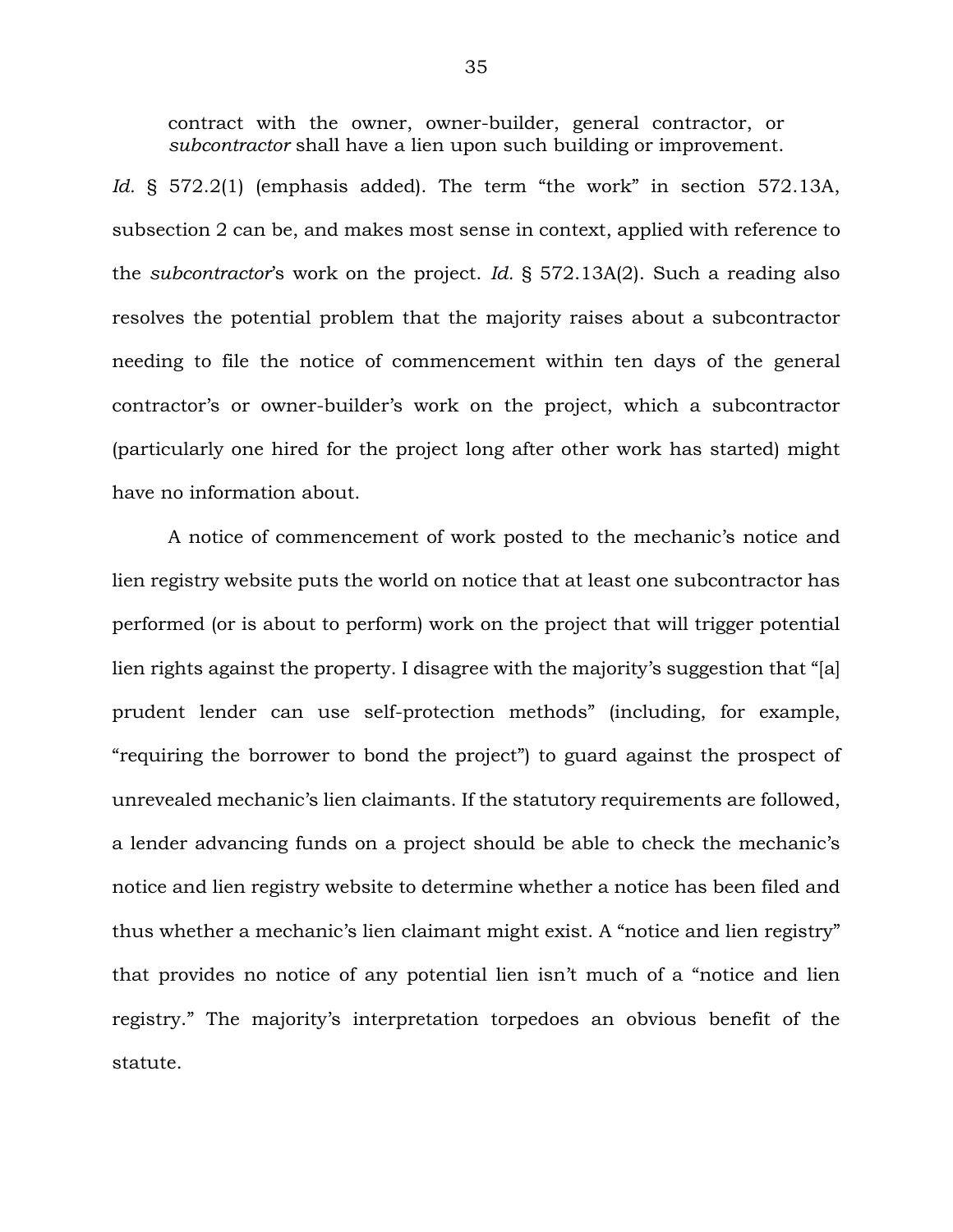> contract with the owner, owner-builder, general contractor, or *subcontractor* shall have a lien upon such building or improvement.

*Id.* § 572.2(1) (emphasis added). The term "the work" in section 572.13A, subsection 2 can be, and makes most sense in context, applied with reference to the *subcontractor*'s work on the project. *Id.* § 572.13A(2). Such a reading also resolves the potential problem that the majority raises about a subcontractor needing to file the notice of commencement within ten days of the general contractor's or owner-builder's work on the project, which a subcontractor (particularly one hired for the project long after other work has started) might have no information about.

A notice of commencement of work posted to the mechanic's notice and lien registry website puts the world on notice that at least one subcontractor has performed (or is about to perform) work on the project that will trigger potential lien rights against the property. I disagree with the majority's suggestion that "[a] prudent lender can use self-protection methods" (including, for example, "requiring the borrower to bond the project") to guard against the prospect of unrevealed mechanic's lien claimants. If the statutory requirements are followed, a lender advancing funds on a project should be able to check the mechanic's notice and lien registry website to determine whether a notice has been filed and thus whether a mechanic's lien claimant might exist. A "notice and lien registry" that provides no notice of any potential lien isn't much of a "notice and lien registry." The majority's interpretation torpedoes an obvious benefit of the statute.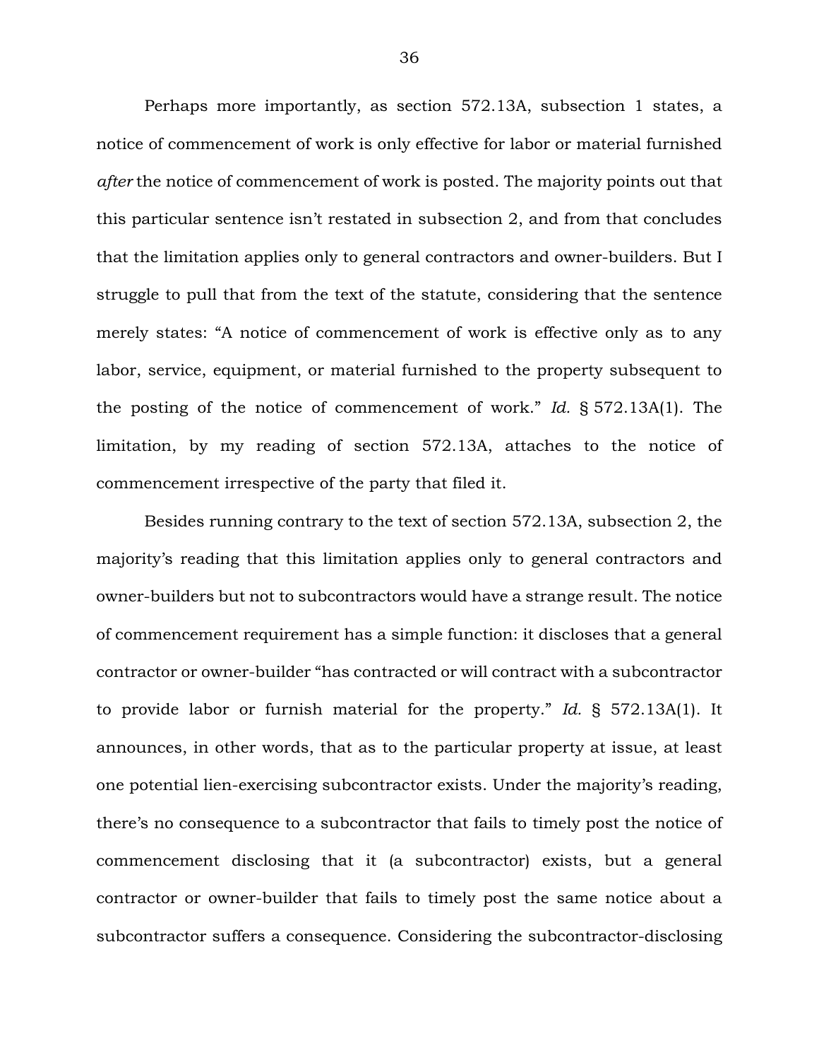Perhaps more importantly, as section 572.13A, subsection 1 states, a notice of commencement of work is only effective for labor or material furnished *after* the notice of commencement of work is posted. The majority points out that this particular sentence isn't restated in subsection 2, and from that concludes that the limitation applies only to general contractors and owner-builders. But I struggle to pull that from the text of the statute, considering that the sentence merely states: "A notice of commencement of work is effective only as to any labor, service, equipment, or material furnished to the property subsequent to the posting of the notice of commencement of work." *Id.* § 572.13A(1). The limitation, by my reading of section 572.13A, attaches to the notice of commencement irrespective of the party that filed it.

Besides running contrary to the text of section 572.13A, subsection 2, the majority's reading that this limitation applies only to general contractors and owner-builders but not to subcontractors would have a strange result. The notice of commencement requirement has a simple function: it discloses that a general contractor or owner-builder "has contracted or will contract with a subcontractor to provide labor or furnish material for the property." *Id.* § 572.13A(1). It announces, in other words, that as to the particular property at issue, at least one potential lien-exercising subcontractor exists. Under the majority's reading, there's no consequence to a subcontractor that fails to timely post the notice of commencement disclosing that it (a subcontractor) exists, but a general contractor or owner-builder that fails to timely post the same notice about a subcontractor suffers a consequence. Considering the subcontractor-disclosing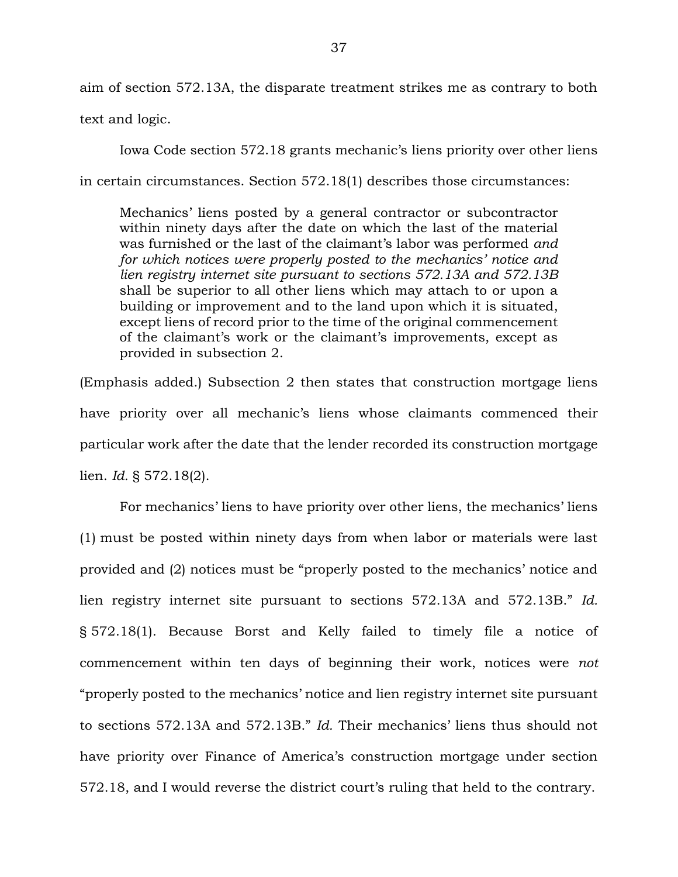aim of section 572.13A, the disparate treatment strikes me as contrary to both text and logic.

Iowa Code section 572.18 grants mechanic's liens priority over other liens in certain circumstances. Section 572.18(1) describes those circumstances:

> Mechanics' liens posted by a general contractor or subcontractor within ninety days after the date on which the last of the material was furnished or the last of the claimant's labor was performed *and for which notices were properly posted to the mechanics' notice and lien registry internet site pursuant to sections 572.13A and 572.13B* shall be superior to all other liens which may attach to or upon a building or improvement and to the land upon which it is situated, except liens of record prior to the time of the original commencement of the claimant's work or the claimant's improvements, except as provided in subsection 2.

(Emphasis added.) Subsection 2 then states that construction mortgage liens have priority over all mechanic's liens whose claimants commenced their particular work after the date that the lender recorded its construction mortgage lien. *Id.* § 572.18(2).

For mechanics' liens to have priority over other liens, the mechanics' liens (1) must be posted within ninety days from when labor or materials were last provided and (2) notices must be "properly posted to the mechanics' notice and lien registry internet site pursuant to sections 572.13A and 572.13B." *Id.* § 572.18(1). Because Borst and Kelly failed to timely file a notice of commencement within ten days of beginning their work, notices were *not* "properly posted to the mechanics' notice and lien registry internet site pursuant to sections 572.13A and 572.13B." *Id.* Their mechanics' liens thus should not have priority over Finance of America's construction mortgage under section 572.18, and I would reverse the district court's ruling that held to the contrary.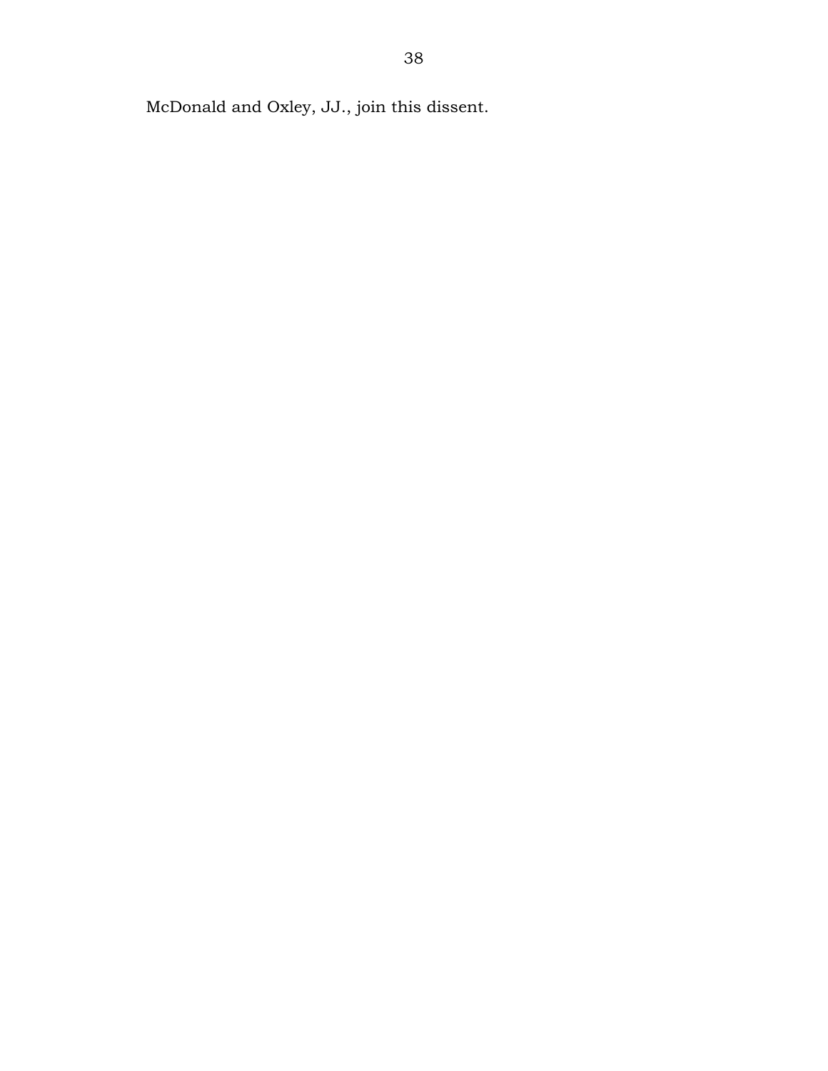McDonald and Oxley, JJ., join this dissent.